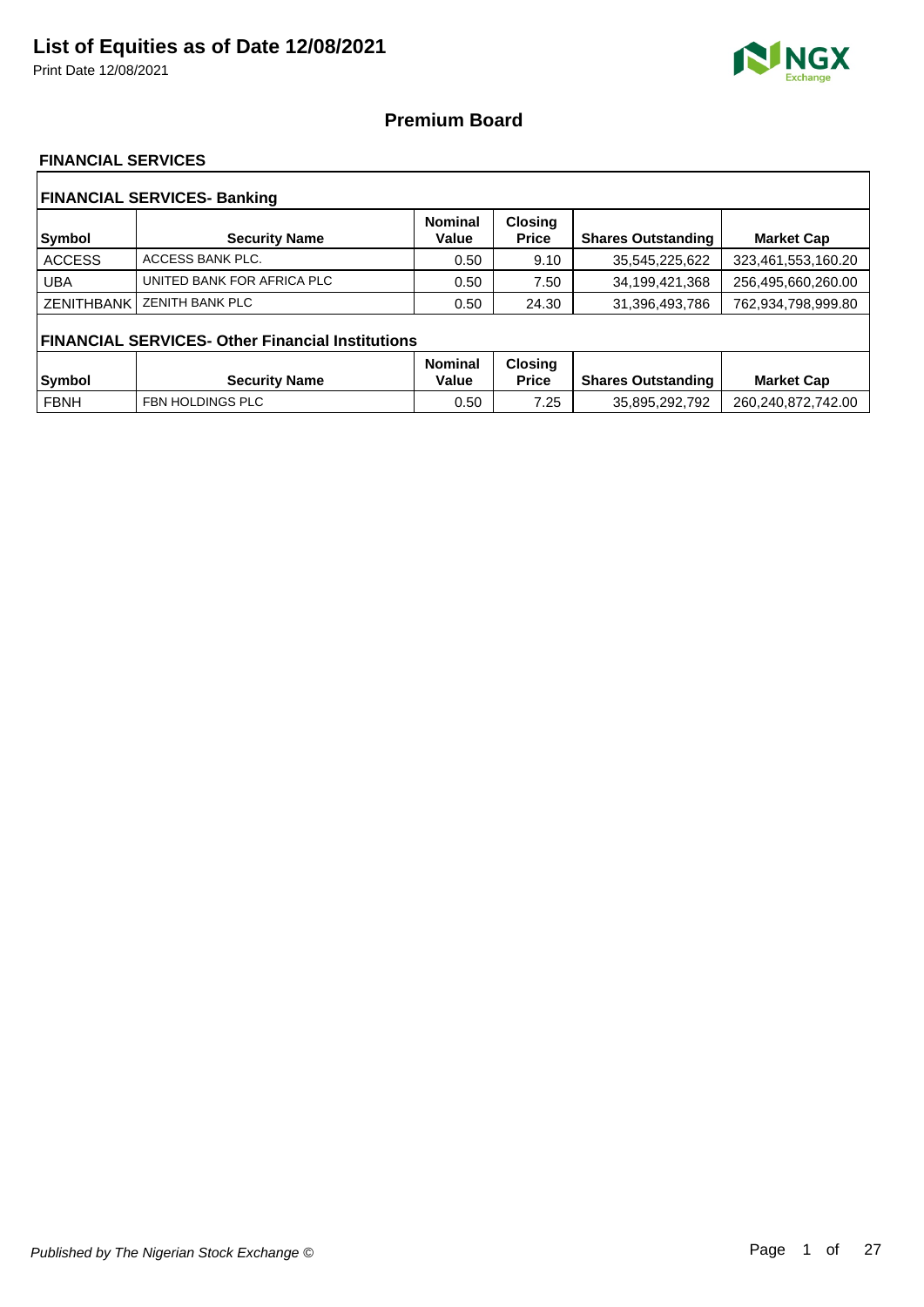# List of Equities as of Date 12/08/2021

Print Date 12/08/2021

## Premium Board

### FINANCIAL SERVICES

#### FINANCIAL SERVICES- Banking

| Symbol | Security Name | Nominal Value | Closing Price | Shares Outstanding | Market Cap |
|---|---|---|---|---|---|
| ACCESS | ACCESS BANK PLC. | 0.50 | 9.10 | 35,545,225,622 | 323,461,553,160.20 |
| UBA | UNITED BANK FOR AFRICA PLC | 0.50 | 7.50 | 34,199,421,368 | 256,495,660,260.00 |
| ZENITHBANK | ZENITH BANK PLC | 0.50 | 24.30 | 31,396,493,786 | 762,934,798,999.80 |

#### FINANCIAL SERVICES- Other Financial Institutions

| Symbol | Security Name | Nominal Value | Closing Price | Shares Outstanding | Market Cap |
|---|---|---|---|---|---|
| FBNH | FBN HOLDINGS PLC | 0.50 | 7.25 | 35,895,292,792 | 260,240,872,742.00 |

*Published by The Nigerian Stock Exchange ©*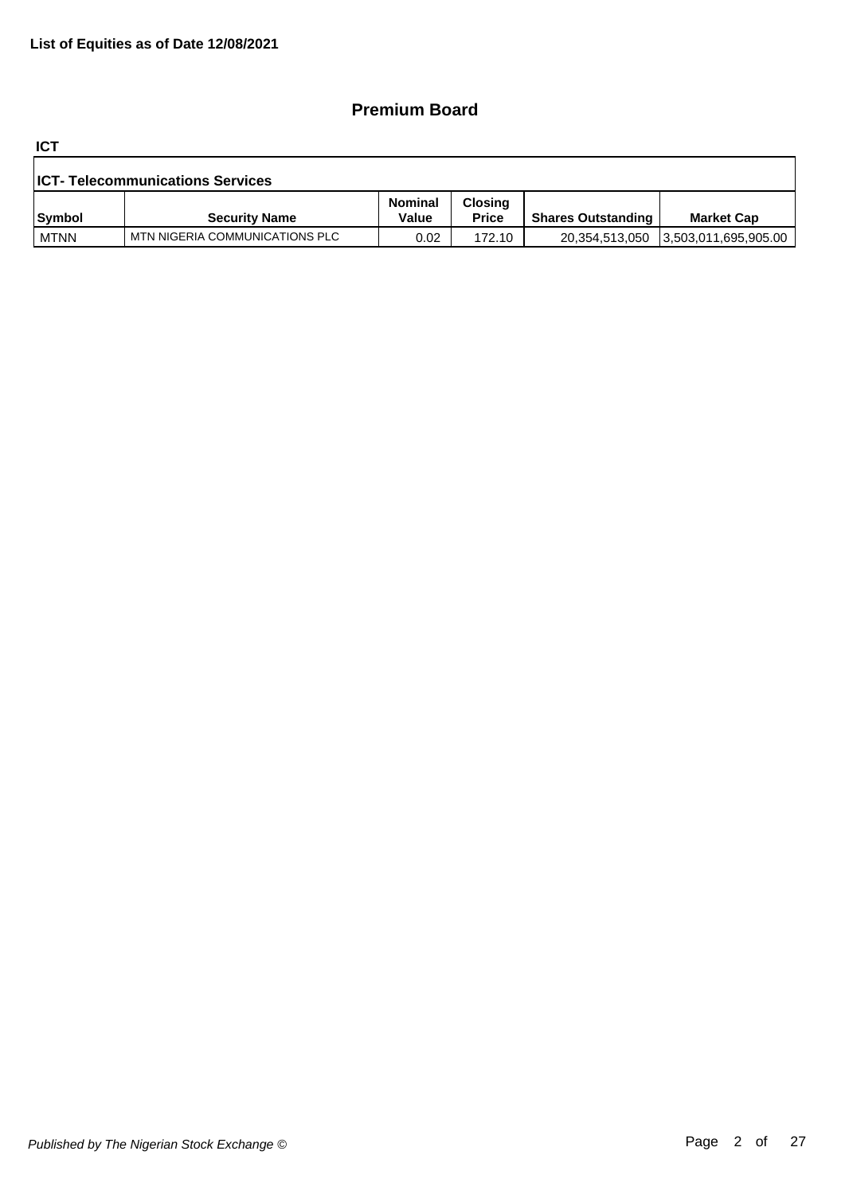**List of Equities as of Date 12/08/2021**

## Premium Board

**ICT**

**ICT- Telecommunications Services**

| Symbol | Security Name | Nominal Value | Closing Price | Shares Outstanding | Market Cap |
|---|---|---|---|---|---|
| MTNN | MTN NIGERIA COMMUNICATIONS PLC | 0.02 | 172.10 | 20,354,513,050 | 3,503,011,695,905.00 |

*Published by The Nigerian Stock Exchange ©*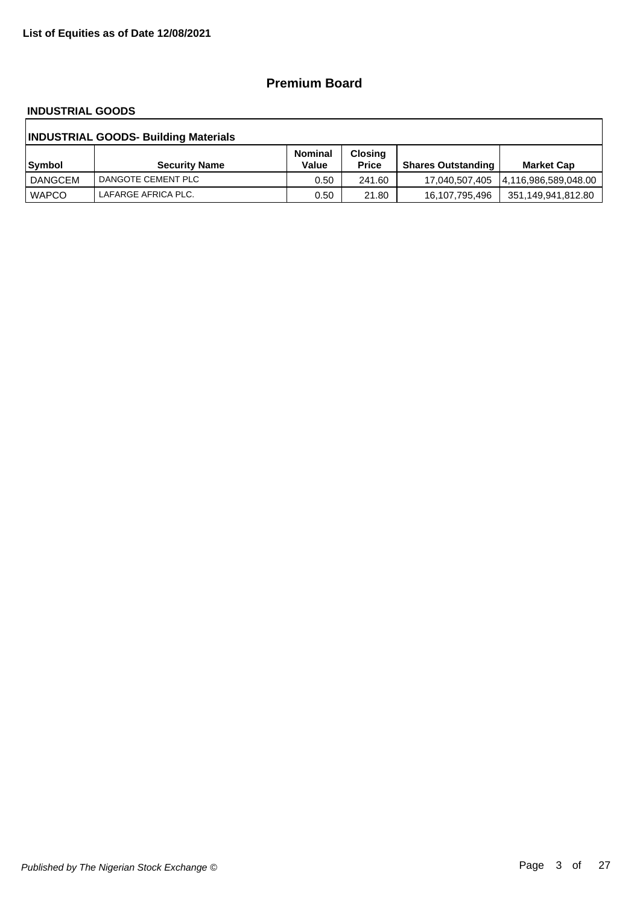**List of Equities as of Date 12/08/2021**

## Premium Board

### INDUSTRIAL GOODS

| INDUSTRIAL GOODS- Building Materials | | | | | |
|---|---|---|---|---|---|
| **Symbol** | **Security Name** | **Nominal Value** | **Closing Price** | **Shares Outstanding** | **Market Cap** |
| DANGCEM | DANGOTE CEMENT PLC | 0.50 | 241.60 | 17,040,507,405 | 4,116,986,589,048.00 |
| WAPCO | LAFARGE AFRICA PLC. | 0.50 | 21.80 | 16,107,795,496 | 351,149,941,812.80 |

*Published by The Nigerian Stock Exchange ©*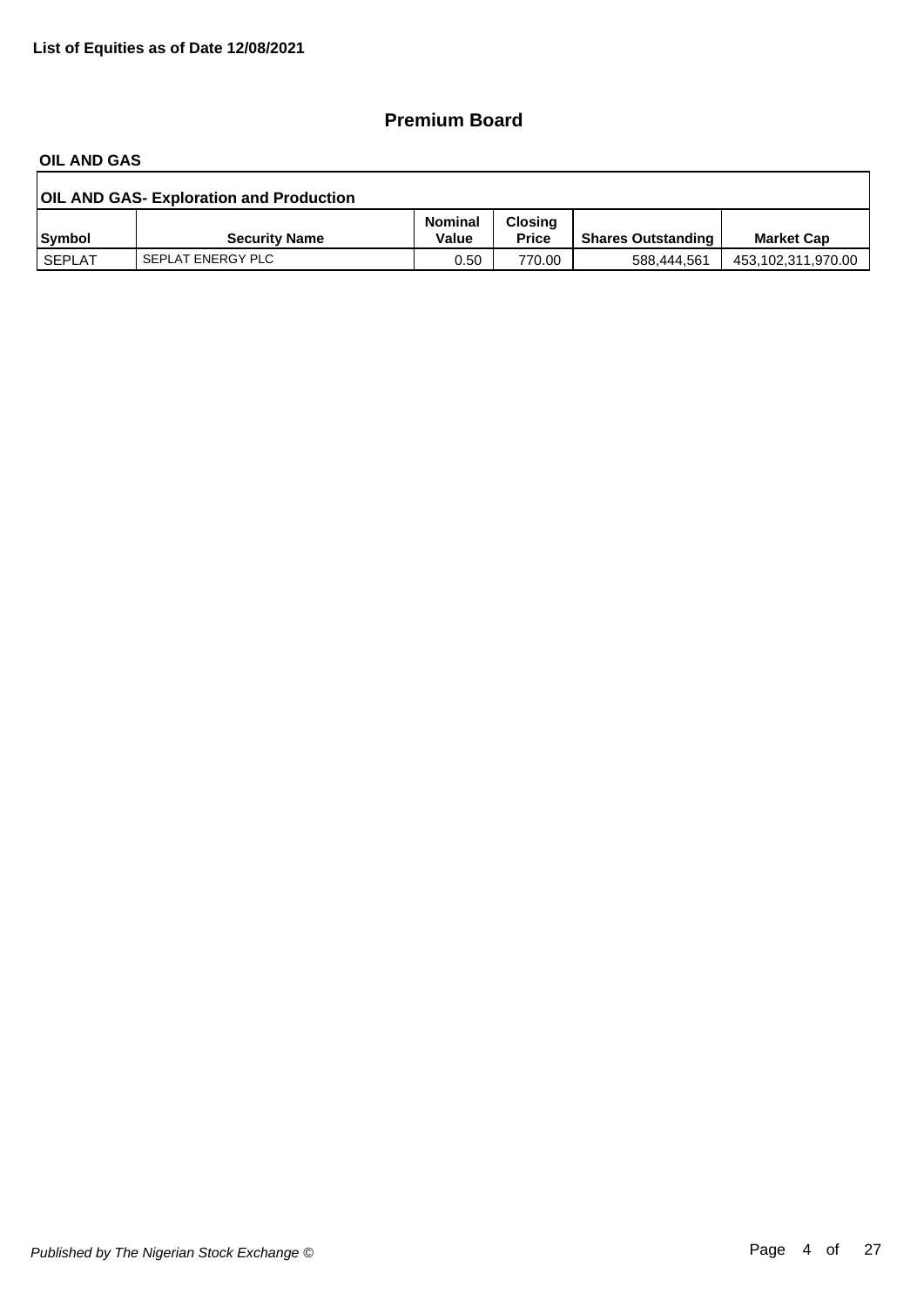**List of Equities as of Date 12/08/2021**

## Premium Board

### OIL AND GAS

| OIL AND GAS- Exploration and Production | | | | | |
|---|---|---|---|---|---|
| **Symbol** | **Security Name** | **Nominal Value** | **Closing Price** | **Shares Outstanding** | **Market Cap** |
| SEPLAT | SEPLAT ENERGY PLC | 0.50 | 770.00 | 588,444,561 | 453,102,311,970.00 |

*Published by The Nigerian Stock Exchange ©*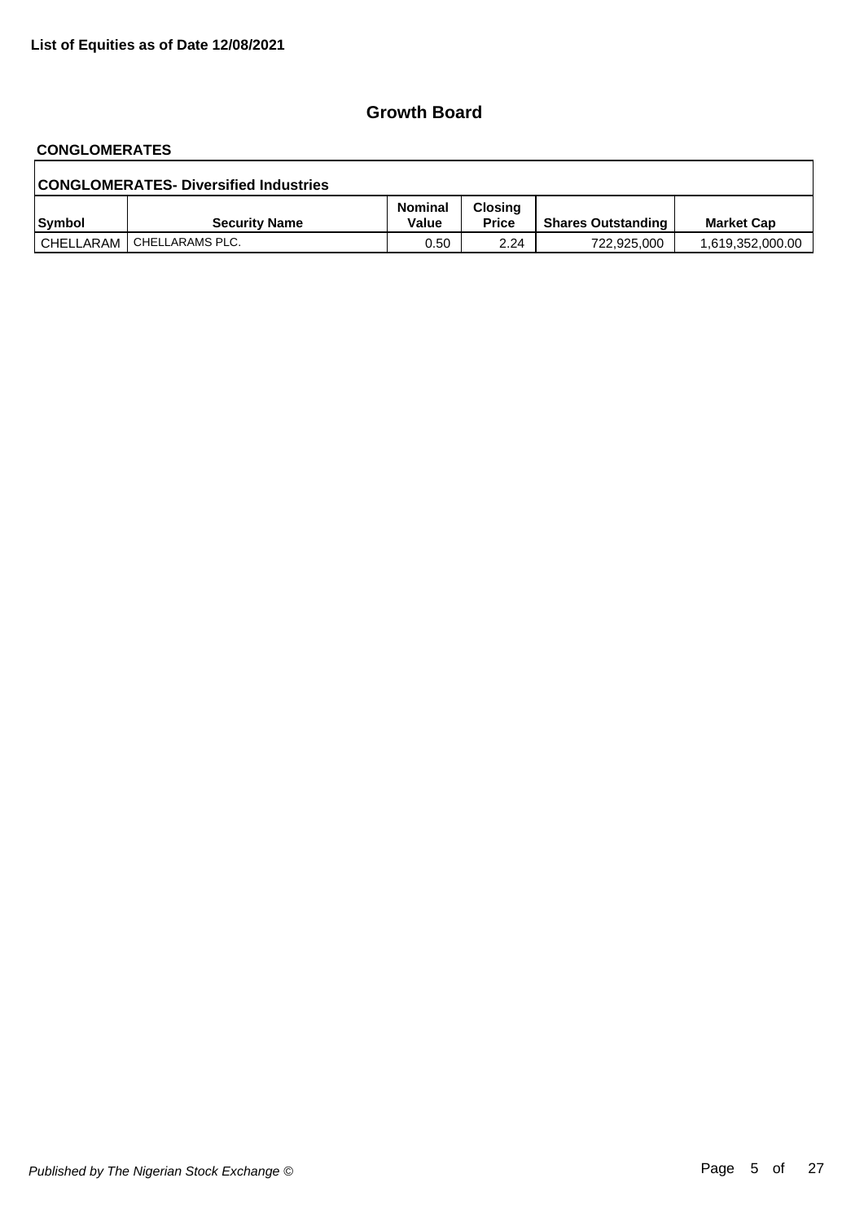**List of Equities as of Date 12/08/2021**

## Growth Board

### CONGLOMERATES

| CONGLOMERATES- Diversified Industries | | | | | |
|---|---|---|---|---|---|
| **Symbol** | **Security Name** | **Nominal Value** | **Closing Price** | **Shares Outstanding** | **Market Cap** |
| CHELLARAM | CHELLARAMS PLC. | 0.50 | 2.24 | 722,925,000 | 1,619,352,000.00 |

*Published by The Nigerian Stock Exchange ©*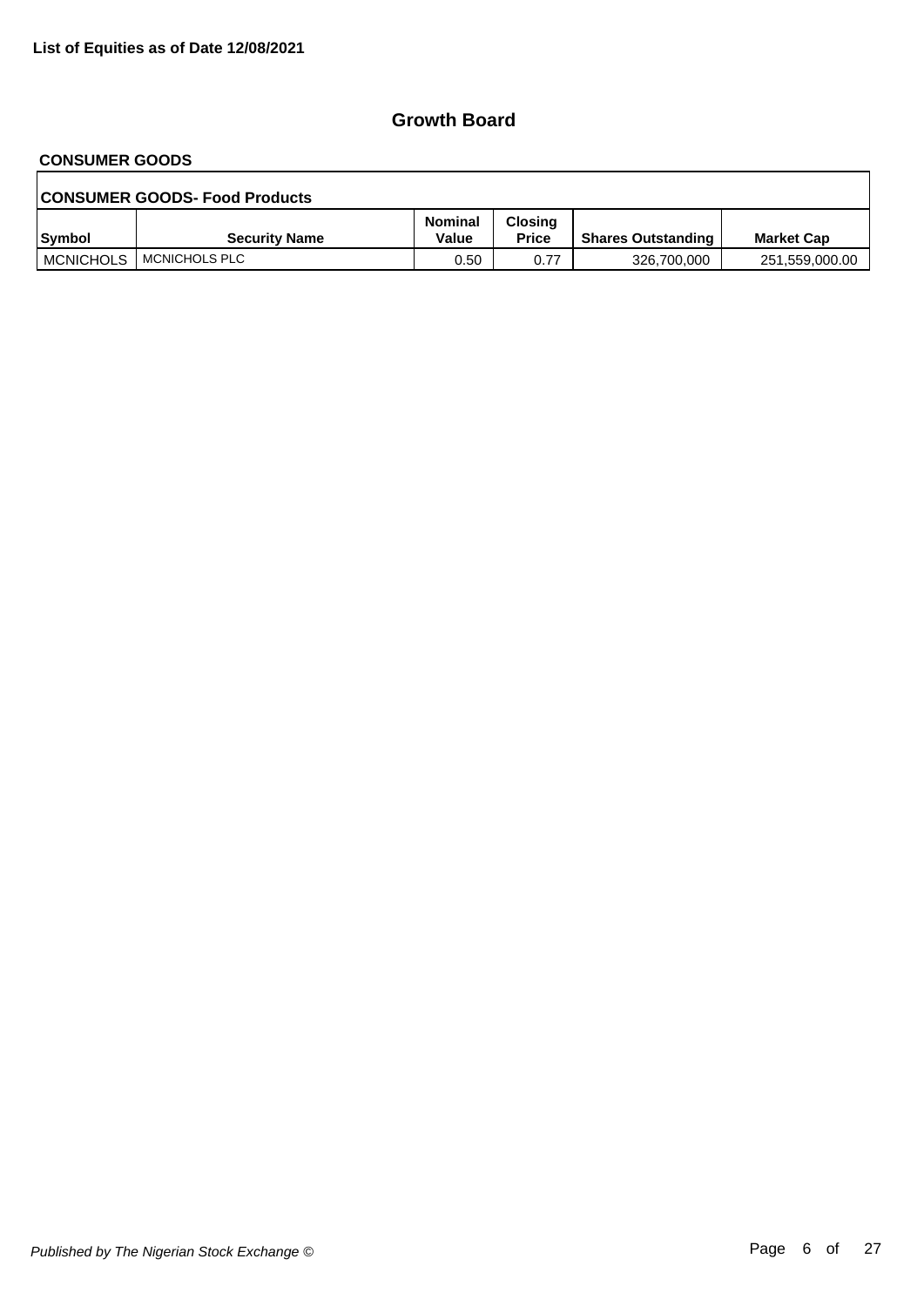**List of Equities as of Date 12/08/2021**

## Growth Board

### CONSUMER GOODS

**CONSUMER GOODS- Food Products**

| Symbol | Security Name | Nominal Value | Closing Price | Shares Outstanding | Market Cap |
|---|---|---|---|---|---|
| MCNICHOLS | MCNICHOLS PLC | 0.50 | 0.77 | 326,700,000 | 251,559,000.00 |

*Published by The Nigerian Stock Exchange ©*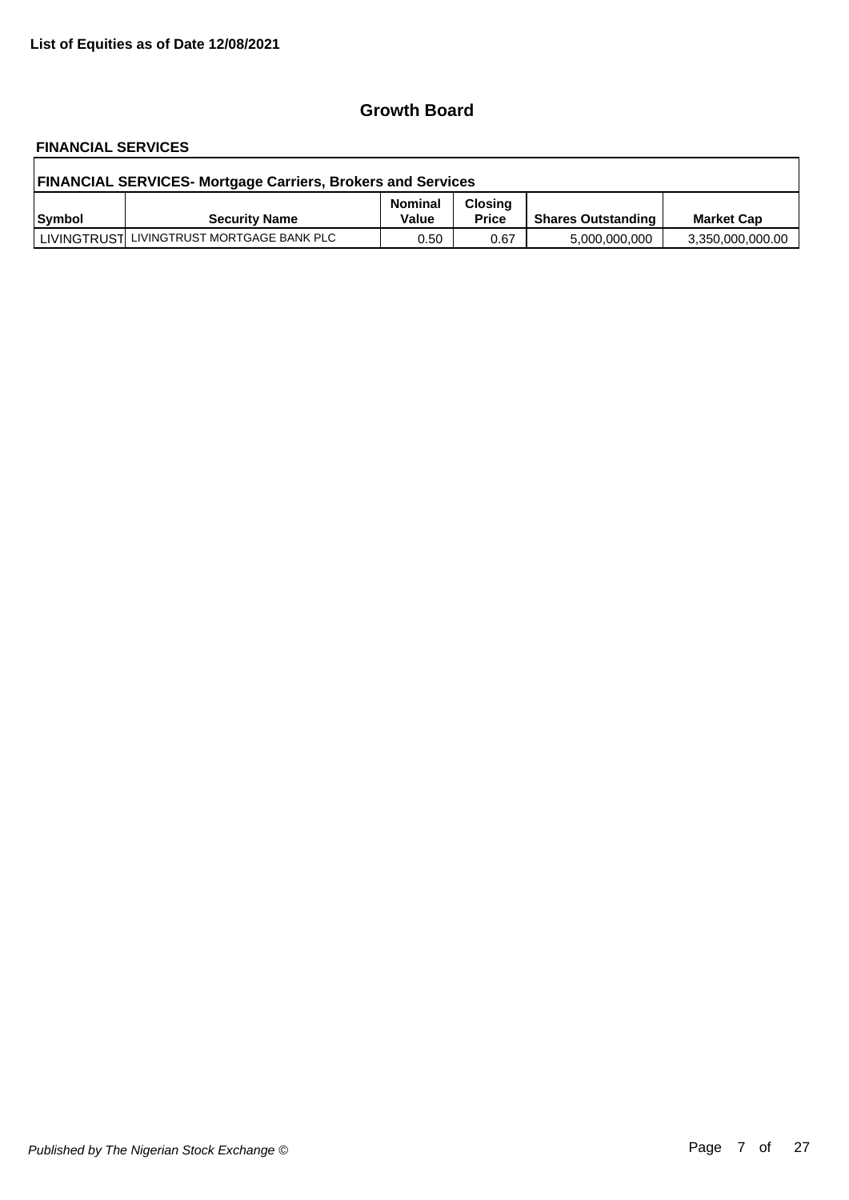**List of Equities as of Date 12/08/2021**

## Growth Board

### FINANCIAL SERVICES

| FINANCIAL SERVICES- Mortgage Carriers, Brokers and Services | | | | | |
|---|---|---|---|---|---|
| **Symbol** | **Security Name** | **Nominal Value** | **Closing Price** | **Shares Outstanding** | **Market Cap** |
| LIVINGTRUST | LIVINGTRUST MORTGAGE BANK PLC | 0.50 | 0.67 | 5,000,000,000 | 3,350,000,000.00 |

*Published by The Nigerian Stock Exchange ©*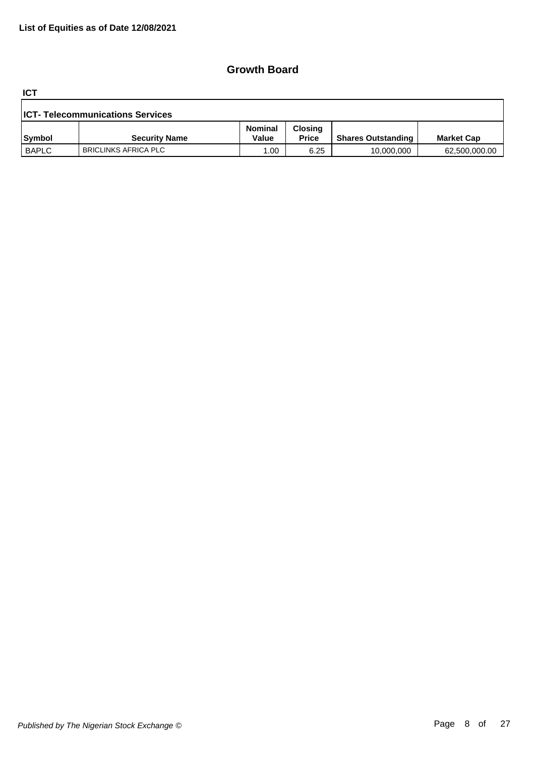**List of Equities as of Date 12/08/2021**

## Growth Board

**ICT**

| **ICT- Telecommunications Services** | | | | | |
|---|---|---|---|---|---|
| **Symbol** | **Security Name** | **Nominal Value** | **Closing Price** | **Shares Outstanding** | **Market Cap** |
| BAPLC | BRICLINKS AFRICA PLC | 1.00 | 6.25 | 10,000,000 | 62,500,000.00 |

*Published by The Nigerian Stock Exchange ©*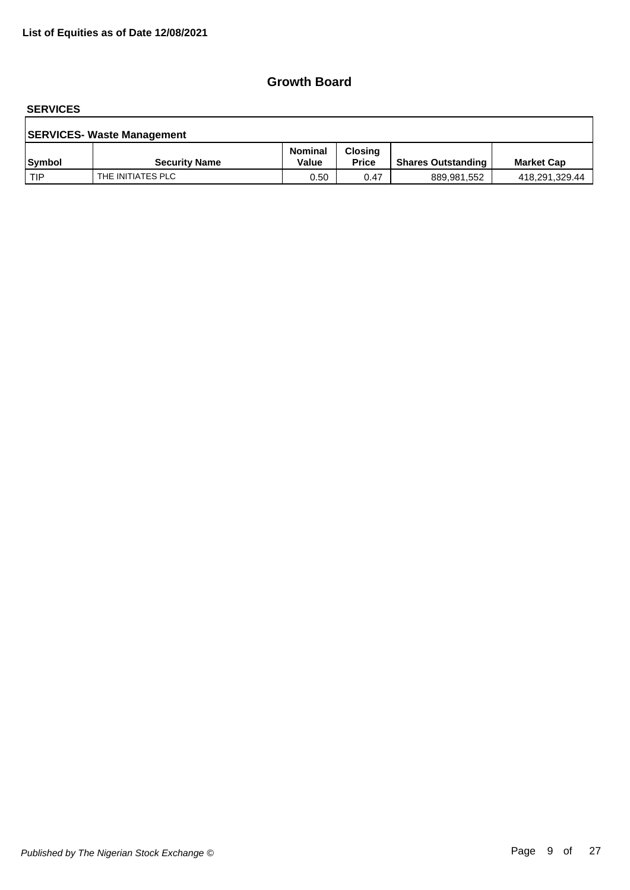**List of Equities as of Date 12/08/2021**

## Growth Board

### SERVICES

**SERVICES- Waste Management**

| Symbol | Security Name | Nominal Value | Closing Price | Shares Outstanding | Market Cap |
|---|---|---|---|---|---|
| TIP | THE INITIATES PLC | 0.50 | 0.47 | 889,981,552 | 418,291,329.44 |

*Published by The Nigerian Stock Exchange ©*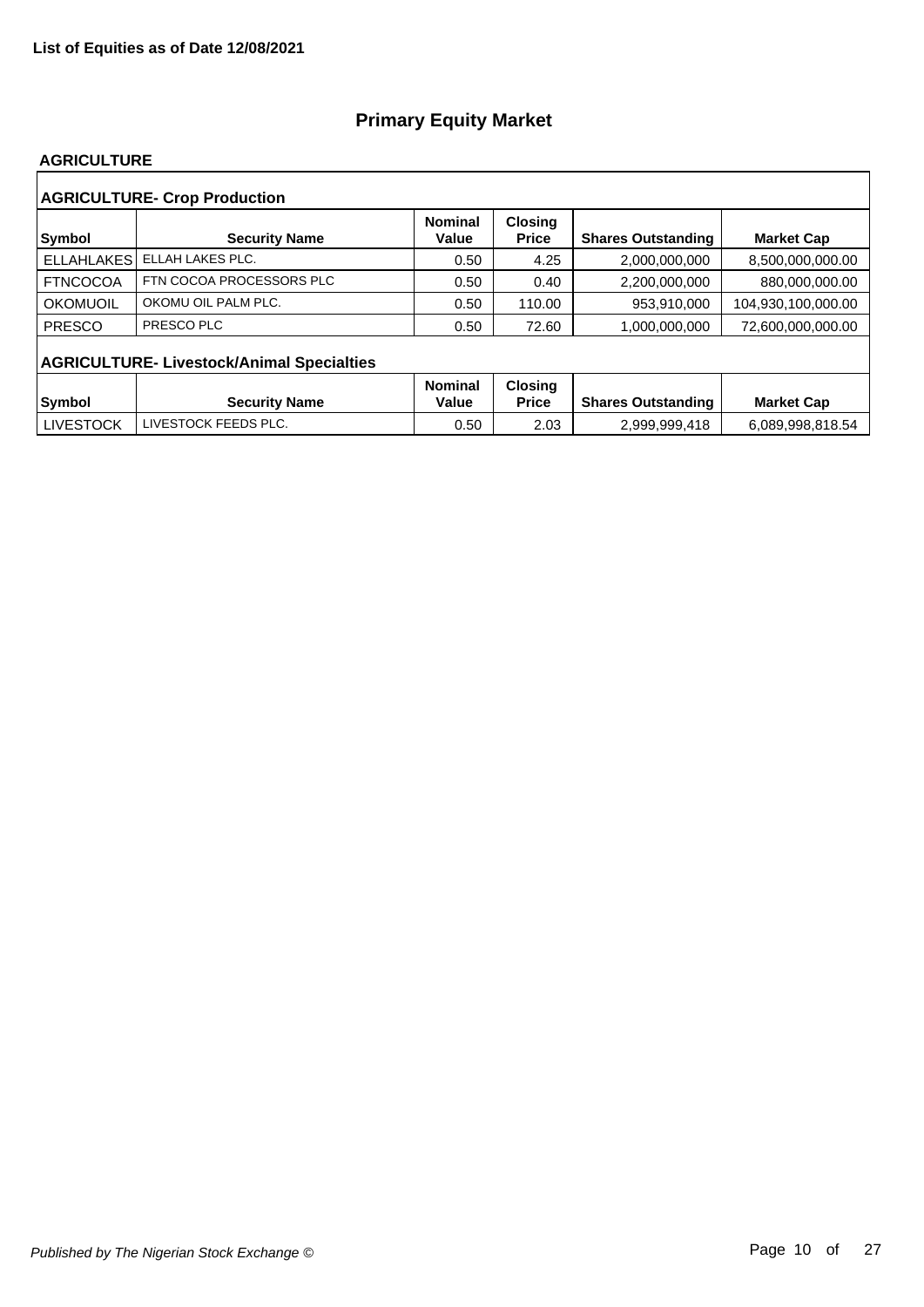**List of Equities as of Date 12/08/2021**

# Primary Equity Market

## AGRICULTURE

### AGRICULTURE- Crop Production

| Symbol | Security Name | Nominal Value | Closing Price | Shares Outstanding | Market Cap |
|---|---|---|---|---|---|
| ELLAHLAKES | ELLAH LAKES PLC. | 0.50 | 4.25 | 2,000,000,000 | 8,500,000,000.00 |
| FTNCOCOA | FTN COCOA PROCESSORS PLC | 0.50 | 0.40 | 2,200,000,000 | 880,000,000.00 |
| OKOMUOIL | OKOMU OIL PALM PLC. | 0.50 | 110.00 | 953,910,000 | 104,930,100,000.00 |
| PRESCO | PRESCO PLC | 0.50 | 72.60 | 1,000,000,000 | 72,600,000,000.00 |

### AGRICULTURE- Livestock/Animal Specialties

| Symbol | Security Name | Nominal Value | Closing Price | Shares Outstanding | Market Cap |
|---|---|---|---|---|---|
| LIVESTOCK | LIVESTOCK FEEDS PLC. | 0.50 | 2.03 | 2,999,999,418 | 6,089,998,818.54 |

*Published by The Nigerian Stock Exchange ©*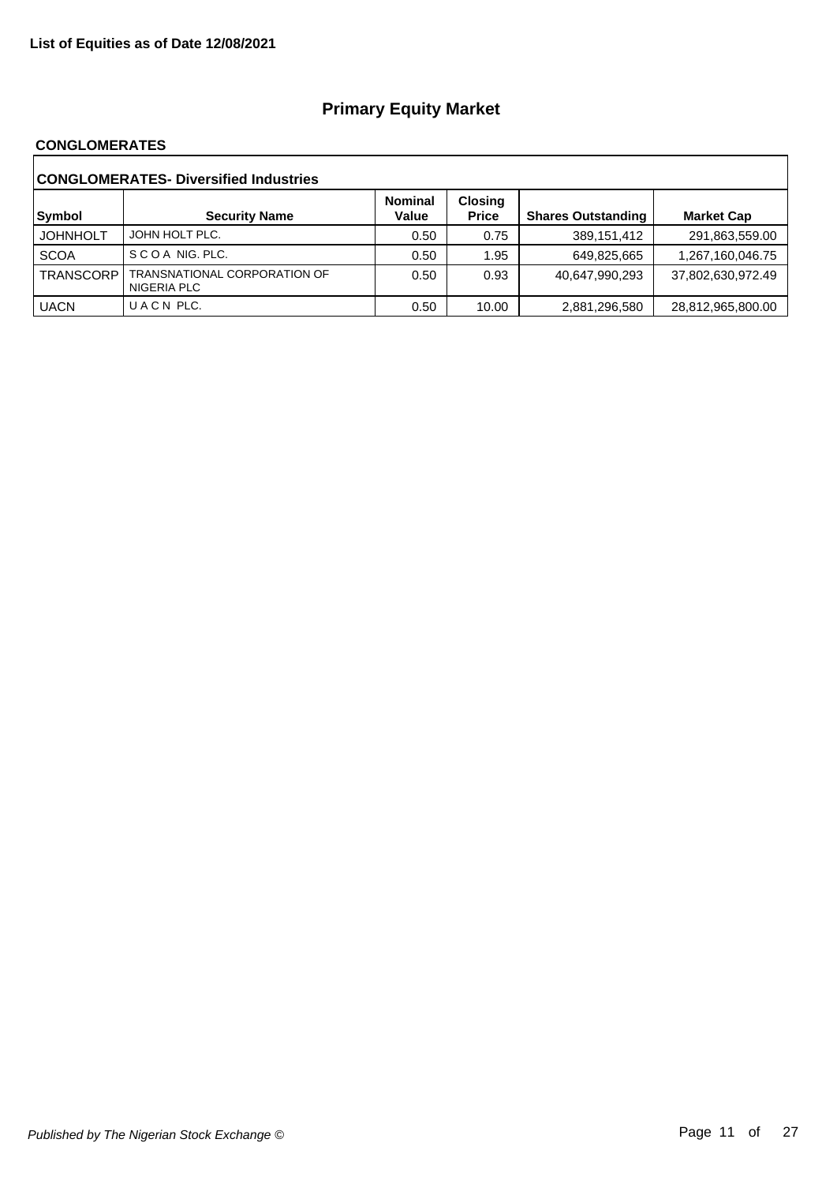**List of Equities as of Date 12/08/2021**

# Primary Equity Market

## CONGLOMERATES

### CONGLOMERATES- Diversified Industries

| Symbol | Security Name | Nominal Value | Closing Price | Shares Outstanding | Market Cap |
|---|---|---|---|---|---|
| JOHNHOLT | JOHN HOLT PLC. | 0.50 | 0.75 | 389,151,412 | 291,863,559.00 |
| SCOA | S C O A NIG. PLC. | 0.50 | 1.95 | 649,825,665 | 1,267,160,046.75 |
| TRANSCORP | TRANSNATIONAL CORPORATION OF NIGERIA PLC | 0.50 | 0.93 | 40,647,990,293 | 37,802,630,972.49 |
| UACN | U A C N PLC. | 0.50 | 10.00 | 2,881,296,580 | 28,812,965,800.00 |

*Published by The Nigerian Stock Exchange ©*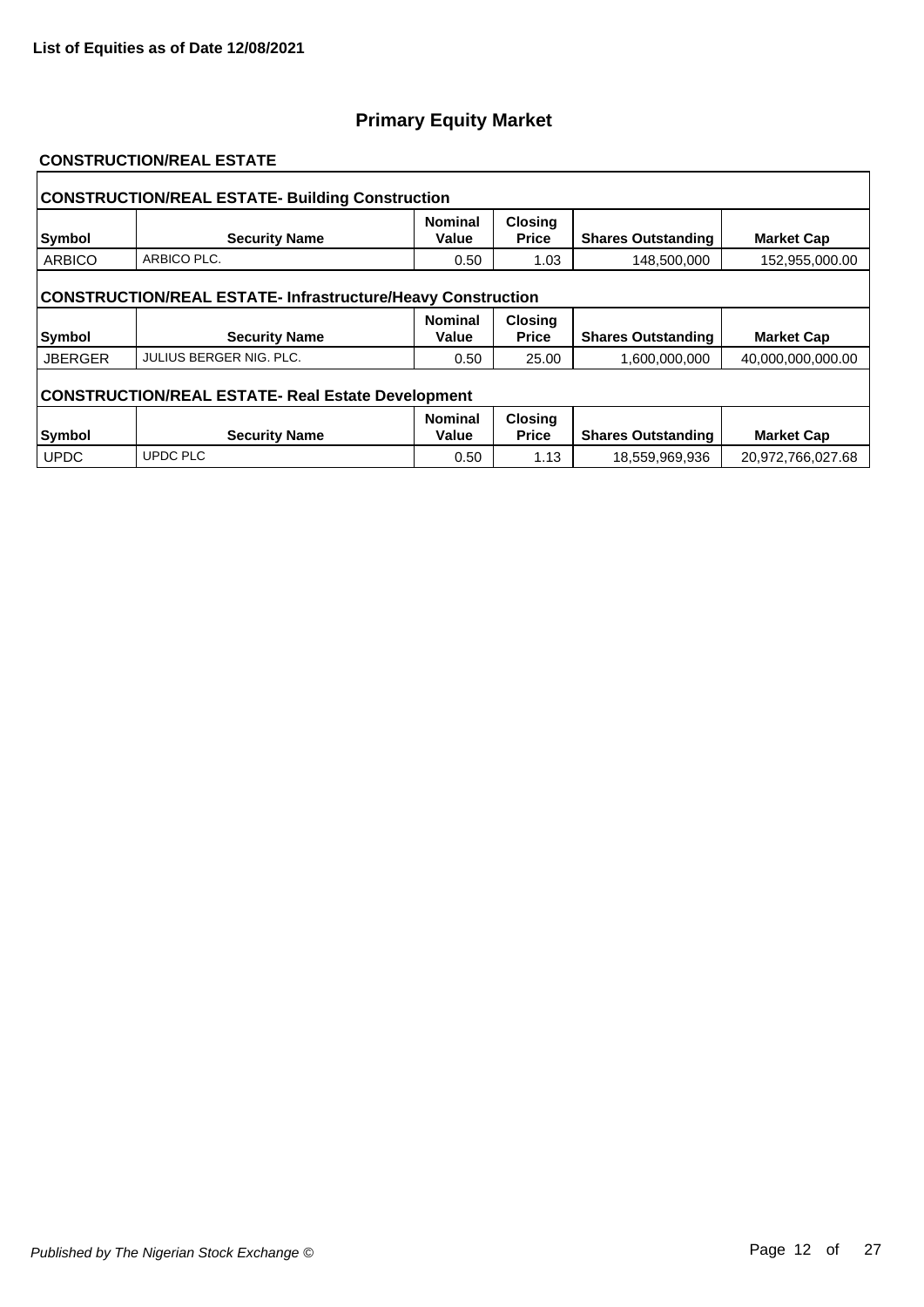**List of Equities as of Date 12/08/2021**

# Primary Equity Market

## CONSTRUCTION/REAL ESTATE

### CONSTRUCTION/REAL ESTATE- Building Construction

| Symbol | Security Name | Nominal Value | Closing Price | Shares Outstanding | Market Cap |
|---|---|---|---|---|---|
| ARBICO | ARBICO PLC. | 0.50 | 1.03 | 148,500,000 | 152,955,000.00 |

### CONSTRUCTION/REAL ESTATE- Infrastructure/Heavy Construction

| Symbol | Security Name | Nominal Value | Closing Price | Shares Outstanding | Market Cap |
|---|---|---|---|---|---|
| JBERGER | JULIUS BERGER NIG. PLC. | 0.50 | 25.00 | 1,600,000,000 | 40,000,000,000.00 |

### CONSTRUCTION/REAL ESTATE- Real Estate Development

| Symbol | Security Name | Nominal Value | Closing Price | Shares Outstanding | Market Cap |
|---|---|---|---|---|---|
| UPDC | UPDC PLC | 0.50 | 1.13 | 18,559,969,936 | 20,972,766,027.68 |

*Published by The Nigerian Stock Exchange ©*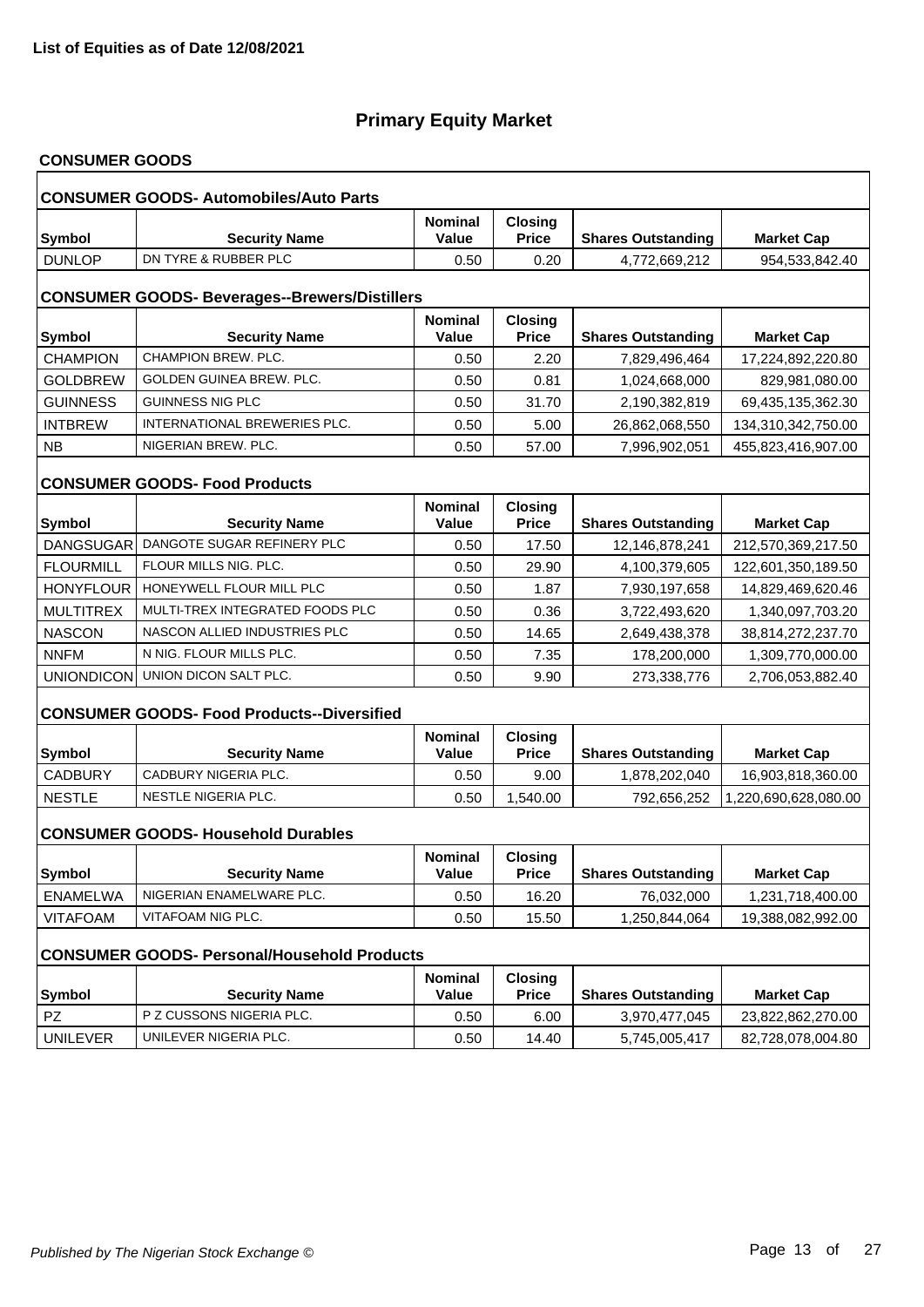**List of Equities as of Date 12/08/2021**

# Primary Equity Market

## CONSUMER GOODS

### CONSUMER GOODS- Automobiles/Auto Parts

| Symbol | Security Name | Nominal Value | Closing Price | Shares Outstanding | Market Cap |
|---|---|---|---|---|---|
| DUNLOP | DN TYRE & RUBBER PLC | 0.50 | 0.20 | 4,772,669,212 | 954,533,842.40 |

### CONSUMER GOODS- Beverages--Brewers/Distillers

| Symbol | Security Name | Nominal Value | Closing Price | Shares Outstanding | Market Cap |
|---|---|---|---|---|---|
| CHAMPION | CHAMPION BREW. PLC. | 0.50 | 2.20 | 7,829,496,464 | 17,224,892,220.80 |
| GOLDBREW | GOLDEN GUINEA BREW. PLC. | 0.50 | 0.81 | 1,024,668,000 | 829,981,080.00 |
| GUINNESS | GUINNESS NIG PLC | 0.50 | 31.70 | 2,190,382,819 | 69,435,135,362.30 |
| INTBREW | INTERNATIONAL BREWERIES PLC. | 0.50 | 5.00 | 26,862,068,550 | 134,310,342,750.00 |
| NB | NIGERIAN BREW. PLC. | 0.50 | 57.00 | 7,996,902,051 | 455,823,416,907.00 |

### CONSUMER GOODS- Food Products

| Symbol | Security Name | Nominal Value | Closing Price | Shares Outstanding | Market Cap |
|---|---|---|---|---|---|
| DANGSUGAR | DANGOTE SUGAR REFINERY PLC | 0.50 | 17.50 | 12,146,878,241 | 212,570,369,217.50 |
| FLOURMILL | FLOUR MILLS NIG. PLC. | 0.50 | 29.90 | 4,100,379,605 | 122,601,350,189.50 |
| HONYFLOUR | HONEYWELL FLOUR MILL PLC | 0.50 | 1.87 | 7,930,197,658 | 14,829,469,620.46 |
| MULTITREX | MULTI-TREX INTEGRATED FOODS PLC | 0.50 | 0.36 | 3,722,493,620 | 1,340,097,703.20 |
| NASCON | NASCON ALLIED INDUSTRIES PLC | 0.50 | 14.65 | 2,649,438,378 | 38,814,272,237.70 |
| NNFM | N NIG. FLOUR MILLS PLC. | 0.50 | 7.35 | 178,200,000 | 1,309,770,000.00 |
| UNIONDICON | UNION DICON SALT PLC. | 0.50 | 9.90 | 273,338,776 | 2,706,053,882.40 |

### CONSUMER GOODS- Food Products--Diversified

| Symbol | Security Name | Nominal Value | Closing Price | Shares Outstanding | Market Cap |
|---|---|---|---|---|---|
| CADBURY | CADBURY NIGERIA PLC. | 0.50 | 9.00 | 1,878,202,040 | 16,903,818,360.00 |
| NESTLE | NESTLE NIGERIA PLC. | 0.50 | 1,540.00 | 792,656,252 | 1,220,690,628,080.00 |

### CONSUMER GOODS- Household Durables

| Symbol | Security Name | Nominal Value | Closing Price | Shares Outstanding | Market Cap |
|---|---|---|---|---|---|
| ENAMELWA | NIGERIAN ENAMELWARE PLC. | 0.50 | 16.20 | 76,032,000 | 1,231,718,400.00 |
| VITAFOAM | VITAFOAM NIG PLC. | 0.50 | 15.50 | 1,250,844,064 | 19,388,082,992.00 |

### CONSUMER GOODS- Personal/Household Products

| Symbol | Security Name | Nominal Value | Closing Price | Shares Outstanding | Market Cap |
|---|---|---|---|---|---|
| PZ | P Z CUSSONS NIGERIA PLC. | 0.50 | 6.00 | 3,970,477,045 | 23,822,862,270.00 |
| UNILEVER | UNILEVER NIGERIA PLC. | 0.50 | 14.40 | 5,745,005,417 | 82,728,078,004.80 |

*Published by The Nigerian Stock Exchange ©*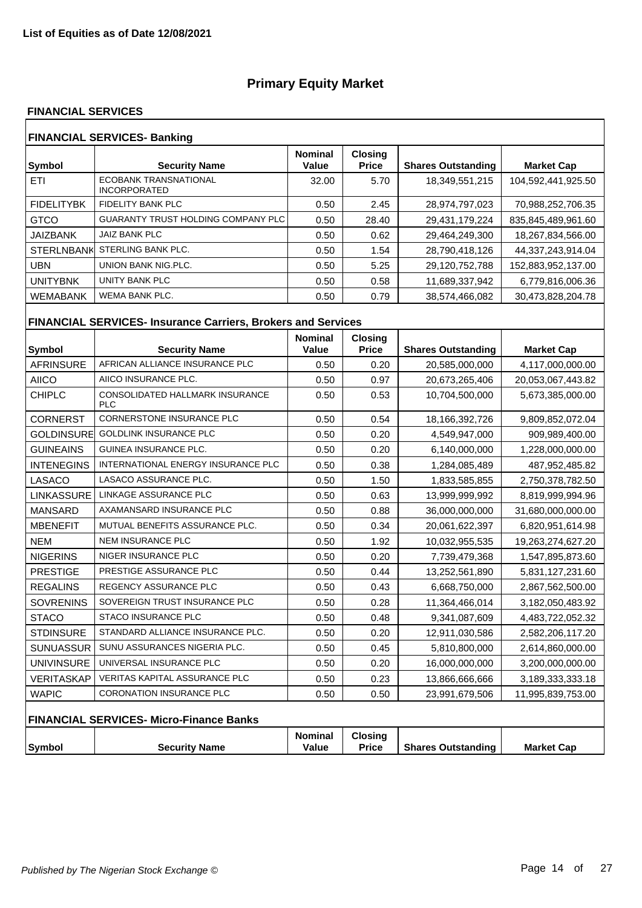**List of Equities as of Date 12/08/2021**

# Primary Equity Market

## FINANCIAL SERVICES

### FINANCIAL SERVICES- Banking

| Symbol | Security Name | Nominal Value | Closing Price | Shares Outstanding | Market Cap |
|---|---|---|---|---|---|
| ETI | ECOBANK TRANSNATIONAL INCORPORATED | 32.00 | 5.70 | 18,349,551,215 | 104,592,441,925.50 |
| FIDELITYBK | FIDELITY BANK PLC | 0.50 | 2.45 | 28,974,797,023 | 70,988,252,706.35 |
| GTCO | GUARANTY TRUST HOLDING COMPANY PLC | 0.50 | 28.40 | 29,431,179,224 | 835,845,489,961.60 |
| JAIZBANK | JAIZ BANK PLC | 0.50 | 0.62 | 29,464,249,300 | 18,267,834,566.00 |
| STERLNBANK | STERLING BANK PLC. | 0.50 | 1.54 | 28,790,418,126 | 44,337,243,914.04 |
| UBN | UNION BANK NIG.PLC. | 0.50 | 5.25 | 29,120,752,788 | 152,883,952,137.00 |
| UNITYBNK | UNITY BANK PLC | 0.50 | 0.58 | 11,689,337,942 | 6,779,816,006.36 |
| WEMABANK | WEMA BANK PLC. | 0.50 | 0.79 | 38,574,466,082 | 30,473,828,204.78 |

### FINANCIAL SERVICES- Insurance Carriers, Brokers and Services

| Symbol | Security Name | Nominal Value | Closing Price | Shares Outstanding | Market Cap |
|---|---|---|---|---|---|
| AFRINSURE | AFRICAN ALLIANCE INSURANCE PLC | 0.50 | 0.20 | 20,585,000,000 | 4,117,000,000.00 |
| AIICO | AIICO INSURANCE PLC. | 0.50 | 0.97 | 20,673,265,406 | 20,053,067,443.82 |
| CHIPLC | CONSOLIDATED HALLMARK INSURANCE PLC | 0.50 | 0.53 | 10,704,500,000 | 5,673,385,000.00 |
| CORNERST | CORNERSTONE INSURANCE PLC | 0.50 | 0.54 | 18,166,392,726 | 9,809,852,072.04 |
| GOLDINSURE | GOLDLINK INSURANCE PLC | 0.50 | 0.20 | 4,549,947,000 | 909,989,400.00 |
| GUINEAINS | GUINEA INSURANCE PLC. | 0.50 | 0.20 | 6,140,000,000 | 1,228,000,000.00 |
| INTENEGINS | INTERNATIONAL ENERGY INSURANCE PLC | 0.50 | 0.38 | 1,284,085,489 | 487,952,485.82 |
| LASACO | LASACO ASSURANCE PLC. | 0.50 | 1.50 | 1,833,585,855 | 2,750,378,782.50 |
| LINKASSURE | LINKAGE ASSURANCE PLC | 0.50 | 0.63 | 13,999,999,992 | 8,819,999,994.96 |
| MANSARD | AXAMANSARD INSURANCE PLC | 0.50 | 0.88 | 36,000,000,000 | 31,680,000,000.00 |
| MBENEFIT | MUTUAL BENEFITS ASSURANCE PLC. | 0.50 | 0.34 | 20,061,622,397 | 6,820,951,614.98 |
| NEM | NEM INSURANCE PLC | 0.50 | 1.92 | 10,032,955,535 | 19,263,274,627.20 |
| NIGERINS | NIGER INSURANCE PLC | 0.50 | 0.20 | 7,739,479,368 | 1,547,895,873.60 |
| PRESTIGE | PRESTIGE ASSURANCE PLC | 0.50 | 0.44 | 13,252,561,890 | 5,831,127,231.60 |
| REGALINS | REGENCY ASSURANCE PLC | 0.50 | 0.43 | 6,668,750,000 | 2,867,562,500.00 |
| SOVRENINS | SOVEREIGN TRUST INSURANCE PLC | 0.50 | 0.28 | 11,364,466,014 | 3,182,050,483.92 |
| STACO | STACO INSURANCE PLC | 0.50 | 0.48 | 9,341,087,609 | 4,483,722,052.32 |
| STDINSURE | STANDARD ALLIANCE INSURANCE PLC. | 0.50 | 0.20 | 12,911,030,586 | 2,582,206,117.20 |
| SUNUASSUR | SUNU ASSURANCES NIGERIA PLC. | 0.50 | 0.45 | 5,810,800,000 | 2,614,860,000.00 |
| UNIVINSURE | UNIVERSAL INSURANCE PLC | 0.50 | 0.20 | 16,000,000,000 | 3,200,000,000.00 |
| VERITASKAP | VERITAS KAPITAL ASSURANCE PLC | 0.50 | 0.23 | 13,866,666,666 | 3,189,333,333.18 |
| WAPIC | CORONATION INSURANCE PLC | 0.50 | 0.50 | 23,991,679,506 | 11,995,839,753.00 |

### FINANCIAL SERVICES- Micro-Finance Banks

| Symbol | Security Name | Nominal Value | Closing Price | Shares Outstanding | Market Cap |
|---|---|---|---|---|---|

*Published by The Nigerian Stock Exchange ©*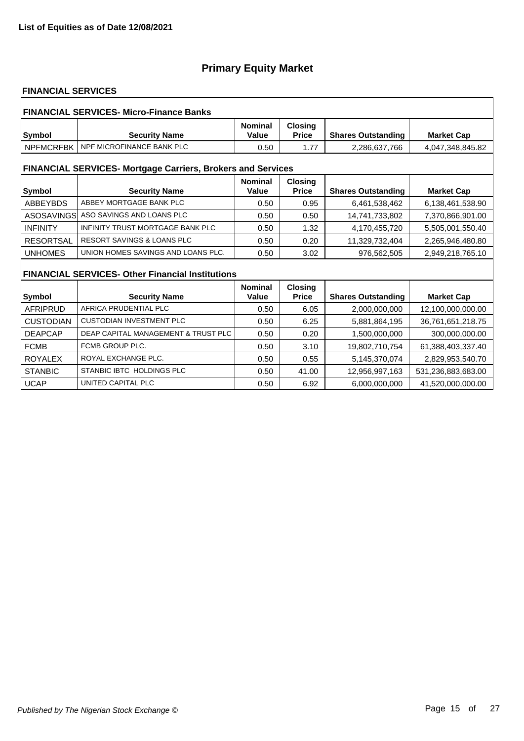**List of Equities as of Date 12/08/2021**

# Primary Equity Market

## FINANCIAL SERVICES

### FINANCIAL SERVICES- Micro-Finance Banks

| Symbol | Security Name | Nominal Value | Closing Price | Shares Outstanding | Market Cap |
|---|---|---|---|---|---|
| NPFMCRFBK | NPF MICROFINANCE BANK PLC | 0.50 | 1.77 | 2,286,637,766 | 4,047,348,845.82 |

### FINANCIAL SERVICES- Mortgage Carriers, Brokers and Services

| Symbol | Security Name | Nominal Value | Closing Price | Shares Outstanding | Market Cap |
|---|---|---|---|---|---|
| ABBEYBDS | ABBEY MORTGAGE BANK PLC | 0.50 | 0.95 | 6,461,538,462 | 6,138,461,538.90 |
| ASOSAVINGS | ASO SAVINGS AND LOANS PLC | 0.50 | 0.50 | 14,741,733,802 | 7,370,866,901.00 |
| INFINITY | INFINITY TRUST MORTGAGE BANK PLC | 0.50 | 1.32 | 4,170,455,720 | 5,505,001,550.40 |
| RESORTSAL | RESORT SAVINGS & LOANS PLC | 0.50 | 0.20 | 11,329,732,404 | 2,265,946,480.80 |
| UNHOMES | UNION HOMES SAVINGS AND LOANS PLC. | 0.50 | 3.02 | 976,562,505 | 2,949,218,765.10 |

### FINANCIAL SERVICES- Other Financial Institutions

| Symbol | Security Name | Nominal Value | Closing Price | Shares Outstanding | Market Cap |
|---|---|---|---|---|---|
| AFRIPRUD | AFRICA PRUDENTIAL PLC | 0.50 | 6.05 | 2,000,000,000 | 12,100,000,000.00 |
| CUSTODIAN | CUSTODIAN INVESTMENT PLC | 0.50 | 6.25 | 5,881,864,195 | 36,761,651,218.75 |
| DEAPCAP | DEAP CAPITAL MANAGEMENT & TRUST PLC | 0.50 | 0.20 | 1,500,000,000 | 300,000,000.00 |
| FCMB | FCMB GROUP PLC. | 0.50 | 3.10 | 19,802,710,754 | 61,388,403,337.40 |
| ROYALEX | ROYAL EXCHANGE PLC. | 0.50 | 0.55 | 5,145,370,074 | 2,829,953,540.70 |
| STANBIC | STANBIC IBTC HOLDINGS PLC | 0.50 | 41.00 | 12,956,997,163 | 531,236,883,683.00 |
| UCAP | UNITED CAPITAL PLC | 0.50 | 6.92 | 6,000,000,000 | 41,520,000,000.00 |

*Published by The Nigerian Stock Exchange ©*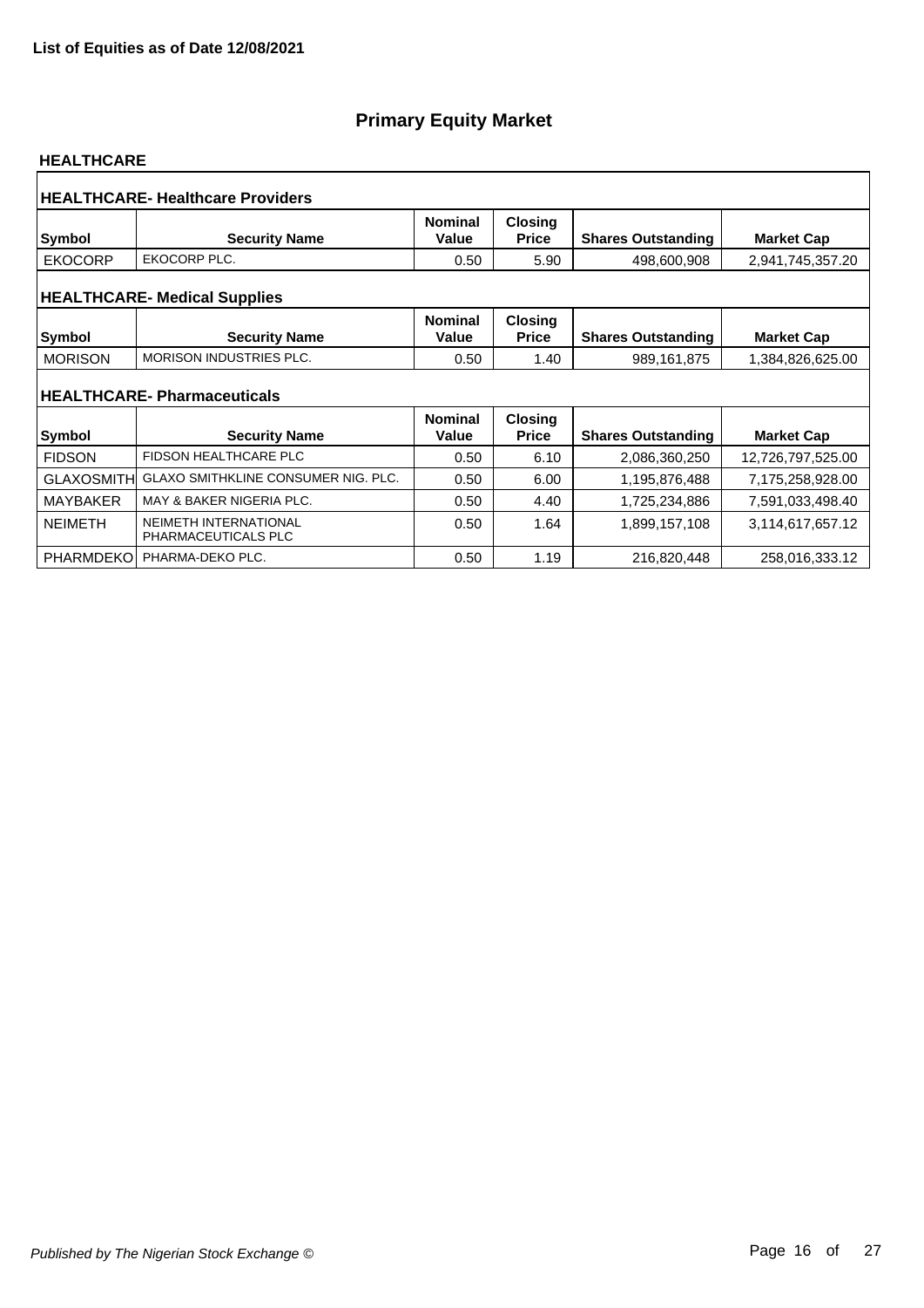**List of Equities as of Date 12/08/2021**

# Primary Equity Market

## HEALTHCARE

### HEALTHCARE- Healthcare Providers

| Symbol | Security Name | Nominal Value | Closing Price | Shares Outstanding | Market Cap |
|---|---|---|---|---|---|
| EKOCORP | EKOCORP PLC. | 0.50 | 5.90 | 498,600,908 | 2,941,745,357.20 |

### HEALTHCARE- Medical Supplies

| Symbol | Security Name | Nominal Value | Closing Price | Shares Outstanding | Market Cap |
|---|---|---|---|---|---|
| MORISON | MORISON INDUSTRIES PLC. | 0.50 | 1.40 | 989,161,875 | 1,384,826,625.00 |

### HEALTHCARE- Pharmaceuticals

| Symbol | Security Name | Nominal Value | Closing Price | Shares Outstanding | Market Cap |
|---|---|---|---|---|---|
| FIDSON | FIDSON HEALTHCARE PLC | 0.50 | 6.10 | 2,086,360,250 | 12,726,797,525.00 |
| GLAXOSMITH | GLAXO SMITHKLINE CONSUMER NIG. PLC. | 0.50 | 6.00 | 1,195,876,488 | 7,175,258,928.00 |
| MAYBAKER | MAY & BAKER NIGERIA PLC. | 0.50 | 4.40 | 1,725,234,886 | 7,591,033,498.40 |
| NEIMETH | NEIMETH INTERNATIONAL PHARMACEUTICALS PLC | 0.50 | 1.64 | 1,899,157,108 | 3,114,617,657.12 |
| PHARMDEKO | PHARMA-DEKO PLC. | 0.50 | 1.19 | 216,820,448 | 258,016,333.12 |

*Published by The Nigerian Stock Exchange ©*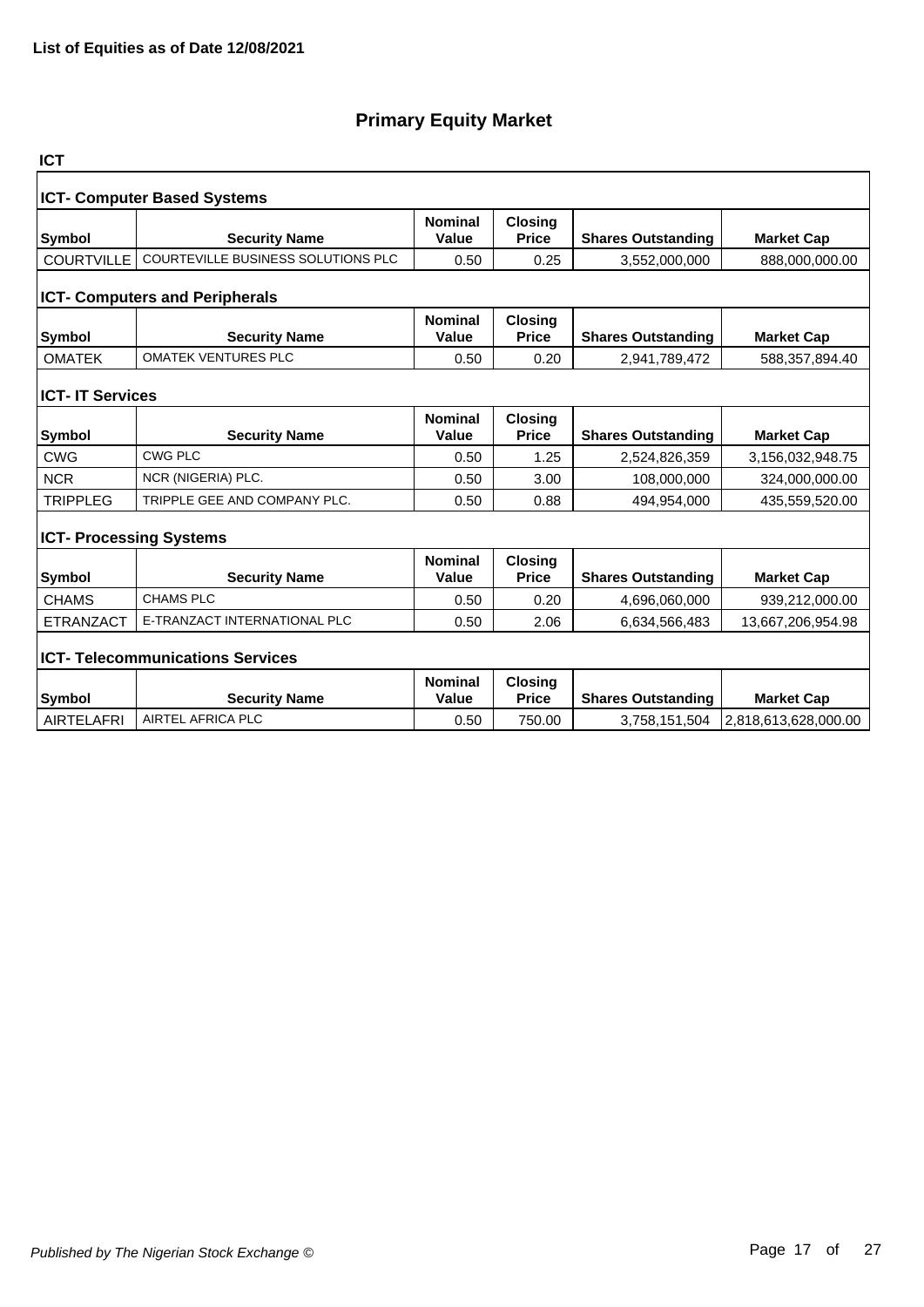**List of Equities as of Date 12/08/2021**

# Primary Equity Market

## ICT

### ICT- Computer Based Systems

| Symbol | Security Name | Nominal Value | Closing Price | Shares Outstanding | Market Cap |
|---|---|---|---|---|---|
| COURTVILLE | COURTEVILLE BUSINESS SOLUTIONS PLC | 0.50 | 0.25 | 3,552,000,000 | 888,000,000.00 |

### ICT- Computers and Peripherals

| Symbol | Security Name | Nominal Value | Closing Price | Shares Outstanding | Market Cap |
|---|---|---|---|---|---|
| OMATEK | OMATEK VENTURES PLC | 0.50 | 0.20 | 2,941,789,472 | 588,357,894.40 |

### ICT- IT Services

| Symbol | Security Name | Nominal Value | Closing Price | Shares Outstanding | Market Cap |
|---|---|---|---|---|---|
| CWG | CWG PLC | 0.50 | 1.25 | 2,524,826,359 | 3,156,032,948.75 |
| NCR | NCR (NIGERIA) PLC. | 0.50 | 3.00 | 108,000,000 | 324,000,000.00 |
| TRIPPLEG | TRIPPLE GEE AND COMPANY PLC. | 0.50 | 0.88 | 494,954,000 | 435,559,520.00 |

### ICT- Processing Systems

| Symbol | Security Name | Nominal Value | Closing Price | Shares Outstanding | Market Cap |
|---|---|---|---|---|---|
| CHAMS | CHAMS PLC | 0.50 | 0.20 | 4,696,060,000 | 939,212,000.00 |
| ETRANZACT | E-TRANZACT INTERNATIONAL PLC | 0.50 | 2.06 | 6,634,566,483 | 13,667,206,954.98 |

### ICT- Telecommunications Services

| Symbol | Security Name | Nominal Value | Closing Price | Shares Outstanding | Market Cap |
|---|---|---|---|---|---|
| AIRTELAFRI | AIRTEL AFRICA PLC | 0.50 | 750.00 | 3,758,151,504 | 2,818,613,628,000.00 |

*Published by The Nigerian Stock Exchange ©*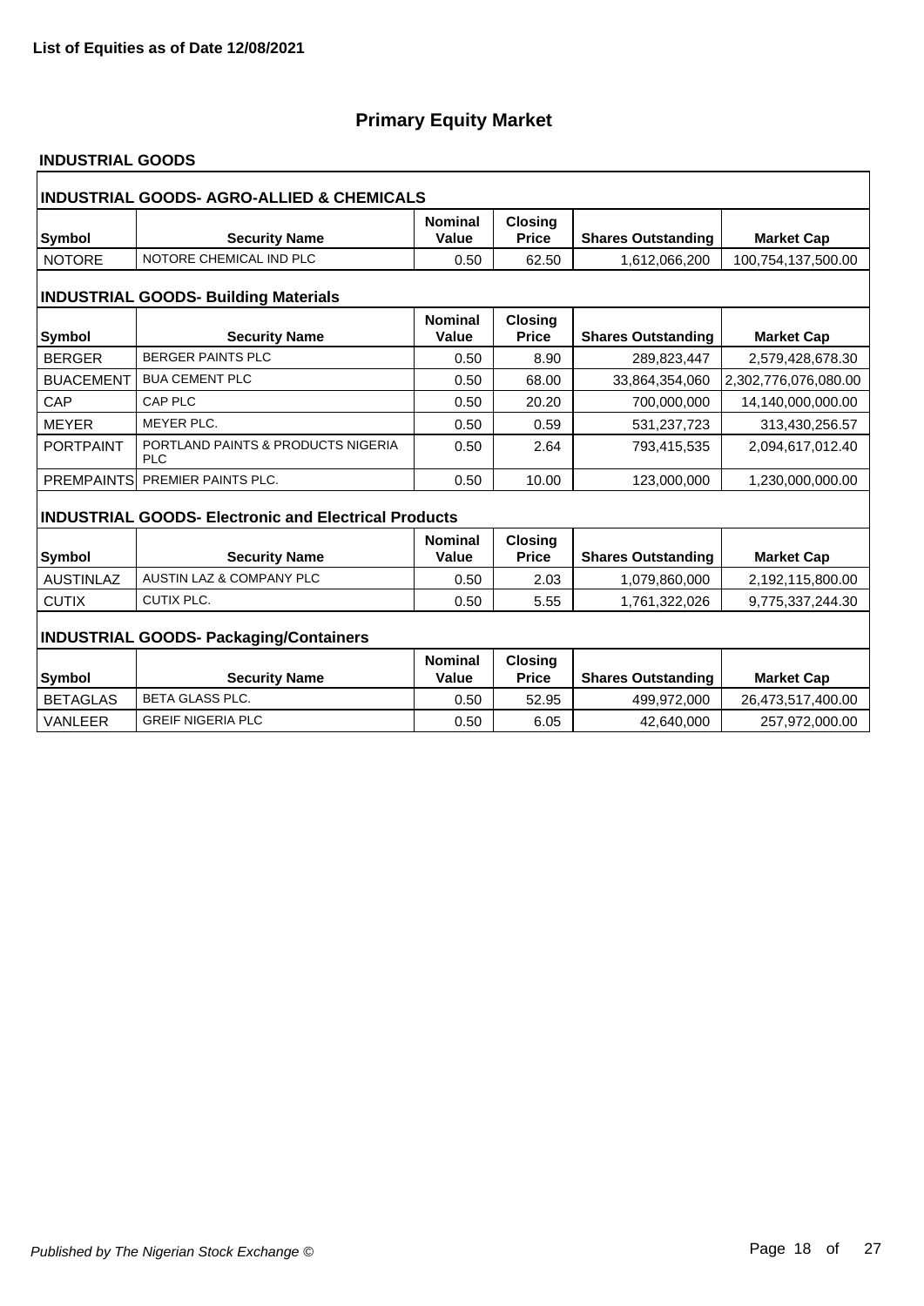**List of Equities as of Date 12/08/2021**

# Primary Equity Market

## INDUSTRIAL GOODS

### INDUSTRIAL GOODS- AGRO-ALLIED & CHEMICALS

| Symbol | Security Name | Nominal Value | Closing Price | Shares Outstanding | Market Cap |
|---|---|---|---|---|---|
| NOTORE | NOTORE CHEMICAL IND PLC | 0.50 | 62.50 | 1,612,066,200 | 100,754,137,500.00 |

### INDUSTRIAL GOODS- Building Materials

| Symbol | Security Name | Nominal Value | Closing Price | Shares Outstanding | Market Cap |
|---|---|---|---|---|---|
| BERGER | BERGER PAINTS PLC | 0.50 | 8.90 | 289,823,447 | 2,579,428,678.30 |
| BUACEMENT | BUA CEMENT PLC | 0.50 | 68.00 | 33,864,354,060 | 2,302,776,076,080.00 |
| CAP | CAP PLC | 0.50 | 20.20 | 700,000,000 | 14,140,000,000.00 |
| MEYER | MEYER PLC. | 0.50 | 0.59 | 531,237,723 | 313,430,256.57 |
| PORTPAINT | PORTLAND PAINTS & PRODUCTS NIGERIA PLC | 0.50 | 2.64 | 793,415,535 | 2,094,617,012.40 |
| PREMPAINTS | PREMIER PAINTS PLC. | 0.50 | 10.00 | 123,000,000 | 1,230,000,000.00 |

### INDUSTRIAL GOODS- Electronic and Electrical Products

| Symbol | Security Name | Nominal Value | Closing Price | Shares Outstanding | Market Cap |
|---|---|---|---|---|---|
| AUSTINLAZ | AUSTIN LAZ & COMPANY PLC | 0.50 | 2.03 | 1,079,860,000 | 2,192,115,800.00 |
| CUTIX | CUTIX PLC. | 0.50 | 5.55 | 1,761,322,026 | 9,775,337,244.30 |

### INDUSTRIAL GOODS- Packaging/Containers

| Symbol | Security Name | Nominal Value | Closing Price | Shares Outstanding | Market Cap |
|---|---|---|---|---|---|
| BETAGLAS | BETA GLASS PLC. | 0.50 | 52.95 | 499,972,000 | 26,473,517,400.00 |
| VANLEER | GREIF NIGERIA PLC | 0.50 | 6.05 | 42,640,000 | 257,972,000.00 |

*Published by The Nigerian Stock Exchange ©*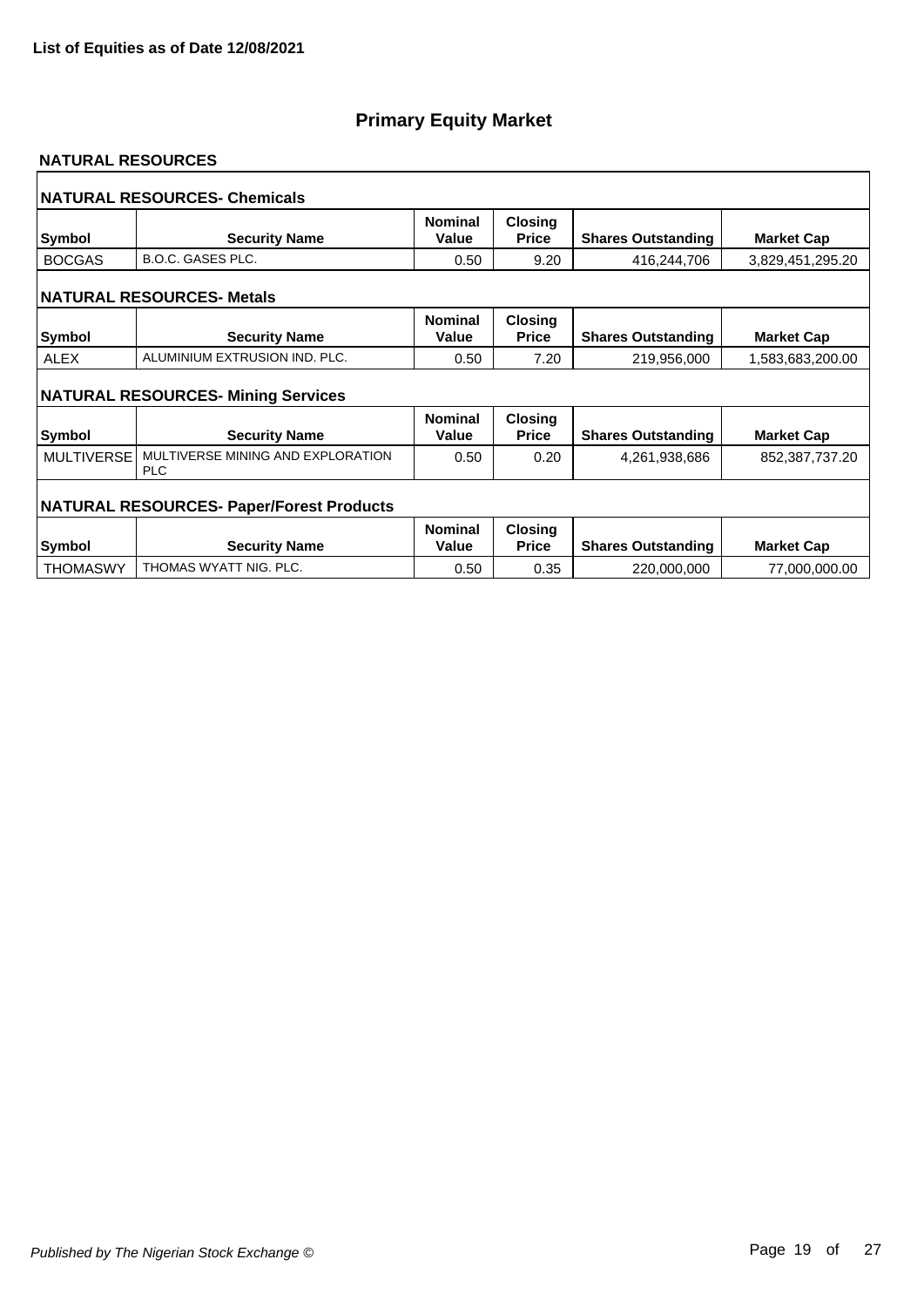**List of Equities as of Date 12/08/2021**

# Primary Equity Market

## NATURAL RESOURCES

### NATURAL RESOURCES- Chemicals

| Symbol | Security Name | Nominal Value | Closing Price | Shares Outstanding | Market Cap |
|---|---|---|---|---|---|
| BOCGAS | B.O.C. GASES PLC. | 0.50 | 9.20 | 416,244,706 | 3,829,451,295.20 |

### NATURAL RESOURCES- Metals

| Symbol | Security Name | Nominal Value | Closing Price | Shares Outstanding | Market Cap |
|---|---|---|---|---|---|
| ALEX | ALUMINIUM EXTRUSION IND. PLC. | 0.50 | 7.20 | 219,956,000 | 1,583,683,200.00 |

### NATURAL RESOURCES- Mining Services

| Symbol | Security Name | Nominal Value | Closing Price | Shares Outstanding | Market Cap |
|---|---|---|---|---|---|
| MULTIVERSE | MULTIVERSE MINING AND EXPLORATION PLC | 0.50 | 0.20 | 4,261,938,686 | 852,387,737.20 |

### NATURAL RESOURCES- Paper/Forest Products

| Symbol | Security Name | Nominal Value | Closing Price | Shares Outstanding | Market Cap |
|---|---|---|---|---|---|
| THOMASWY | THOMAS WYATT NIG. PLC. | 0.50 | 0.35 | 220,000,000 | 77,000,000.00 |

*Published by The Nigerian Stock Exchange ©*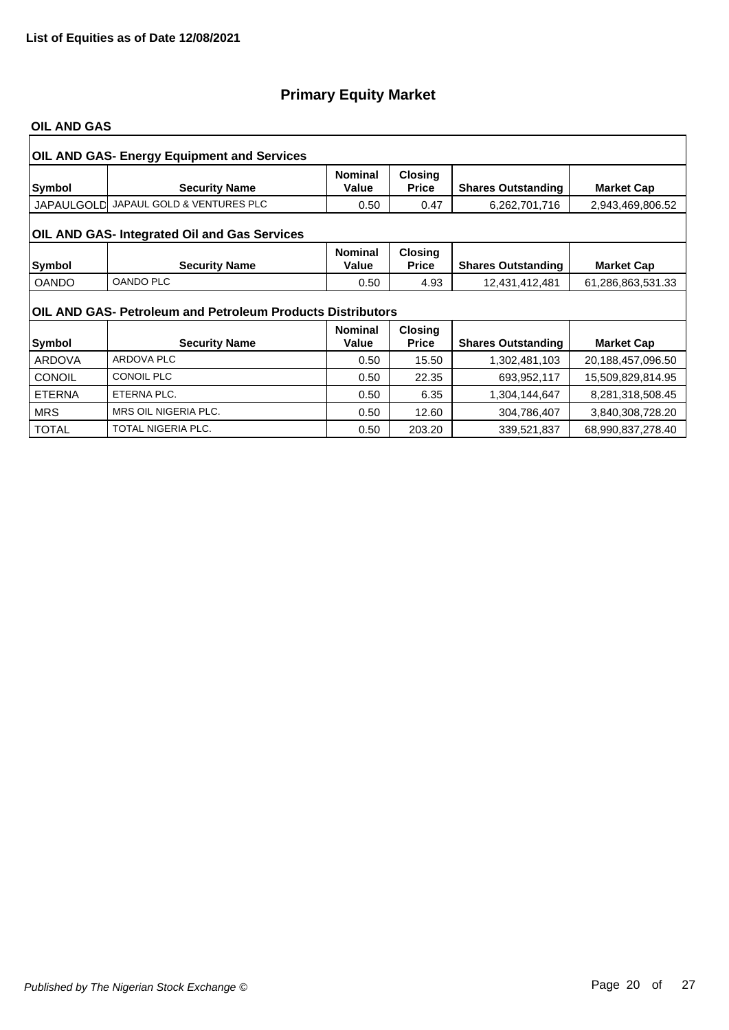**List of Equities as of Date 12/08/2021**

# Primary Equity Market

## OIL AND GAS

### OIL AND GAS- Energy Equipment and Services

| Symbol | Security Name | Nominal Value | Closing Price | Shares Outstanding | Market Cap |
|---|---|---|---|---|---|
| JAPAULGOLD | JAPAUL GOLD & VENTURES PLC | 0.50 | 0.47 | 6,262,701,716 | 2,943,469,806.52 |

### OIL AND GAS- Integrated Oil and Gas Services

| Symbol | Security Name | Nominal Value | Closing Price | Shares Outstanding | Market Cap |
|---|---|---|---|---|---|
| OANDO | OANDO PLC | 0.50 | 4.93 | 12,431,412,481 | 61,286,863,531.33 |

### OIL AND GAS- Petroleum and Petroleum Products Distributors

| Symbol | Security Name | Nominal Value | Closing Price | Shares Outstanding | Market Cap |
|---|---|---|---|---|---|
| ARDOVA | ARDOVA PLC | 0.50 | 15.50 | 1,302,481,103 | 20,188,457,096.50 |
| CONOIL | CONOIL PLC | 0.50 | 22.35 | 693,952,117 | 15,509,829,814.95 |
| ETERNA | ETERNA PLC. | 0.50 | 6.35 | 1,304,144,647 | 8,281,318,508.45 |
| MRS | MRS OIL NIGERIA PLC. | 0.50 | 12.60 | 304,786,407 | 3,840,308,728.20 |
| TOTAL | TOTAL NIGERIA PLC. | 0.50 | 203.20 | 339,521,837 | 68,990,837,278.40 |

*Published by The Nigerian Stock Exchange ©*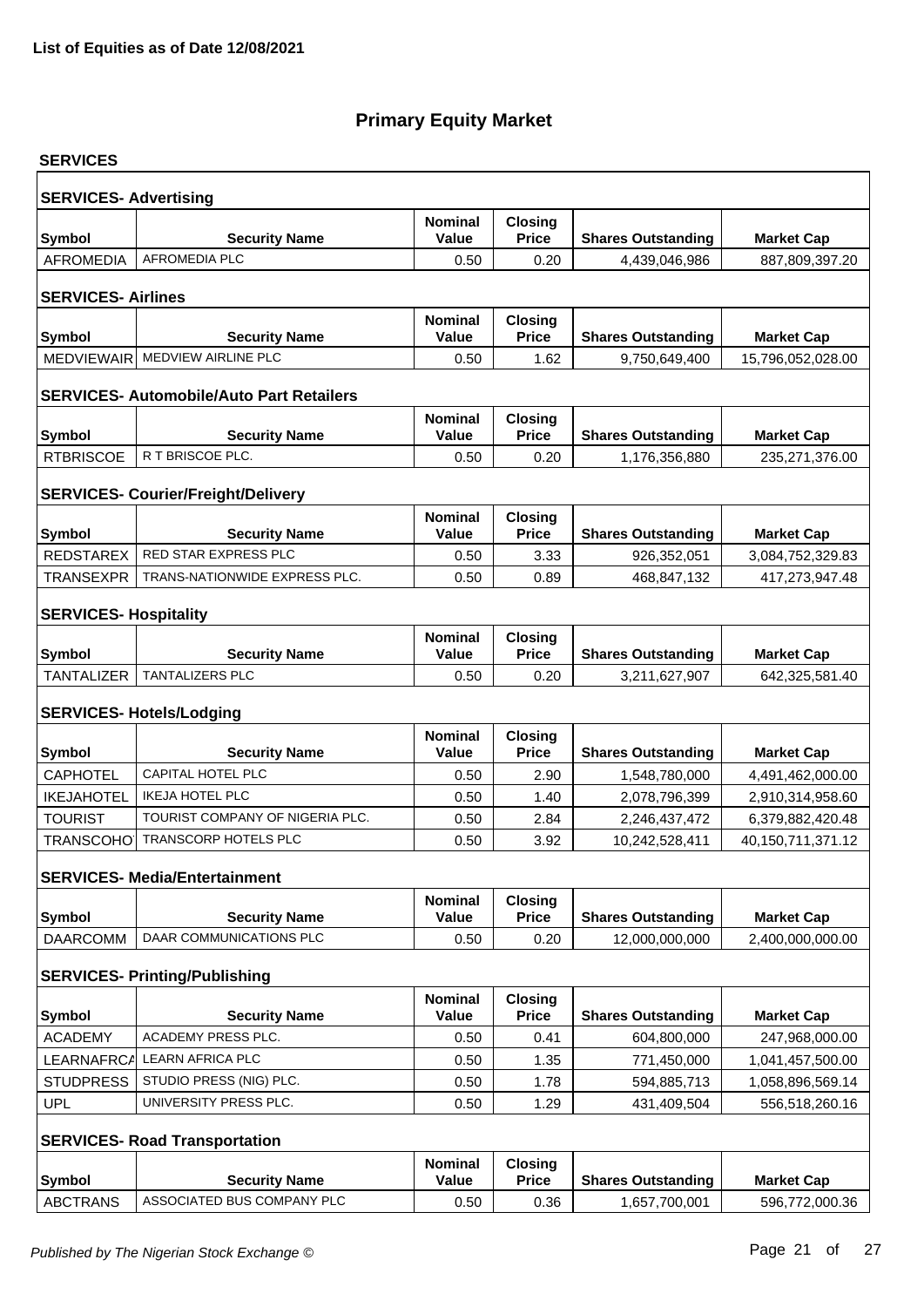**List of Equities as of Date 12/08/2021**

# Primary Equity Market

## SERVICES

### SERVICES- Advertising

| Symbol | Security Name | Nominal Value | Closing Price | Shares Outstanding | Market Cap |
|---|---|---|---|---|---|
| AFROMEDIA | AFROMEDIA PLC | 0.50 | 0.20 | 4,439,046,986 | 887,809,397.20 |

### SERVICES- Airlines

| Symbol | Security Name | Nominal Value | Closing Price | Shares Outstanding | Market Cap |
|---|---|---|---|---|---|
| MEDVIEWAIR | MEDVIEW AIRLINE PLC | 0.50 | 1.62 | 9,750,649,400 | 15,796,052,028.00 |

### SERVICES- Automobile/Auto Part Retailers

| Symbol | Security Name | Nominal Value | Closing Price | Shares Outstanding | Market Cap |
|---|---|---|---|---|---|
| RTBRISCOE | R T BRISCOE PLC. | 0.50 | 0.20 | 1,176,356,880 | 235,271,376.00 |

### SERVICES- Courier/Freight/Delivery

| Symbol | Security Name | Nominal Value | Closing Price | Shares Outstanding | Market Cap |
|---|---|---|---|---|---|
| REDSTAREX | RED STAR EXPRESS PLC | 0.50 | 3.33 | 926,352,051 | 3,084,752,329.83 |
| TRANSEXPR | TRANS-NATIONWIDE EXPRESS PLC. | 0.50 | 0.89 | 468,847,132 | 417,273,947.48 |

### SERVICES- Hospitality

| Symbol | Security Name | Nominal Value | Closing Price | Shares Outstanding | Market Cap |
|---|---|---|---|---|---|
| TANTALIZER | TANTALIZERS PLC | 0.50 | 0.20 | 3,211,627,907 | 642,325,581.40 |

### SERVICES- Hotels/Lodging

| Symbol | Security Name | Nominal Value | Closing Price | Shares Outstanding | Market Cap |
|---|---|---|---|---|---|
| CAPHOTEL | CAPITAL HOTEL PLC | 0.50 | 2.90 | 1,548,780,000 | 4,491,462,000.00 |
| IKEJAHOTEL | IKEJA HOTEL PLC | 0.50 | 1.40 | 2,078,796,399 | 2,910,314,958.60 |
| TOURIST | TOURIST COMPANY OF NIGERIA PLC. | 0.50 | 2.84 | 2,246,437,472 | 6,379,882,420.48 |
| TRANSCOHOT | TRANSCORP HOTELS PLC | 0.50 | 3.92 | 10,242,528,411 | 40,150,711,371.12 |

### SERVICES- Media/Entertainment

| Symbol | Security Name | Nominal Value | Closing Price | Shares Outstanding | Market Cap |
|---|---|---|---|---|---|
| DAARCOMM | DAAR COMMUNICATIONS PLC | 0.50 | 0.20 | 12,000,000,000 | 2,400,000,000.00 |

### SERVICES- Printing/Publishing

| Symbol | Security Name | Nominal Value | Closing Price | Shares Outstanding | Market Cap |
|---|---|---|---|---|---|
| ACADEMY | ACADEMY PRESS PLC. | 0.50 | 0.41 | 604,800,000 | 247,968,000.00 |
| LEARNAFRCA | LEARN AFRICA PLC | 0.50 | 1.35 | 771,450,000 | 1,041,457,500.00 |
| STUDPRESS | STUDIO PRESS (NIG) PLC. | 0.50 | 1.78 | 594,885,713 | 1,058,896,569.14 |
| UPL | UNIVERSITY PRESS PLC. | 0.50 | 1.29 | 431,409,504 | 556,518,260.16 |

### SERVICES- Road Transportation

| Symbol | Security Name | Nominal Value | Closing Price | Shares Outstanding | Market Cap |
|---|---|---|---|---|---|
| ABCTRANS | ASSOCIATED BUS COMPANY PLC | 0.50 | 0.36 | 1,657,700,001 | 596,772,000.36 |

*Published by The Nigerian Stock Exchange ©*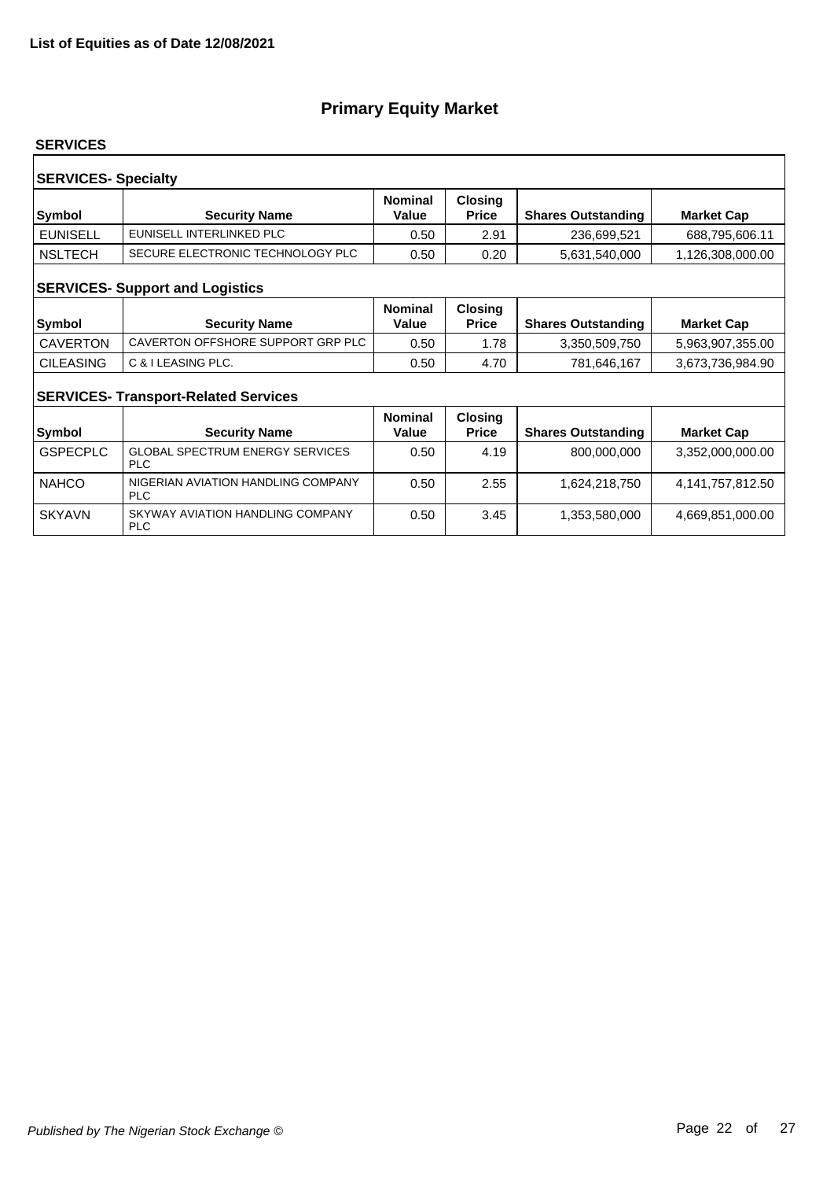**List of Equities as of Date 12/08/2021**

# Primary Equity Market

## SERVICES

### SERVICES- Specialty

| Symbol | Security Name | Nominal Value | Closing Price | Shares Outstanding | Market Cap |
|---|---|---|---|---|---|
| EUNISELL | EUNISELL INTERLINKED PLC | 0.50 | 2.91 | 236,699,521 | 688,795,606.11 |
| NSLTECH | SECURE ELECTRONIC TECHNOLOGY PLC | 0.50 | 0.20 | 5,631,540,000 | 1,126,308,000.00 |

### SERVICES- Support and Logistics

| Symbol | Security Name | Nominal Value | Closing Price | Shares Outstanding | Market Cap |
|---|---|---|---|---|---|
| CAVERTON | CAVERTON OFFSHORE SUPPORT GRP PLC | 0.50 | 1.78 | 3,350,509,750 | 5,963,907,355.00 |
| CILEASING | C & I LEASING PLC. | 0.50 | 4.70 | 781,646,167 | 3,673,736,984.90 |

### SERVICES- Transport-Related Services

| Symbol | Security Name | Nominal Value | Closing Price | Shares Outstanding | Market Cap |
|---|---|---|---|---|---|
| GSPECPLC | GLOBAL SPECTRUM ENERGY SERVICES PLC | 0.50 | 4.19 | 800,000,000 | 3,352,000,000.00 |
| NAHCO | NIGERIAN AVIATION HANDLING COMPANY PLC | 0.50 | 2.55 | 1,624,218,750 | 4,141,757,812.50 |
| SKYAVN | SKYWAY AVIATION HANDLING COMPANY PLC | 0.50 | 3.45 | 1,353,580,000 | 4,669,851,000.00 |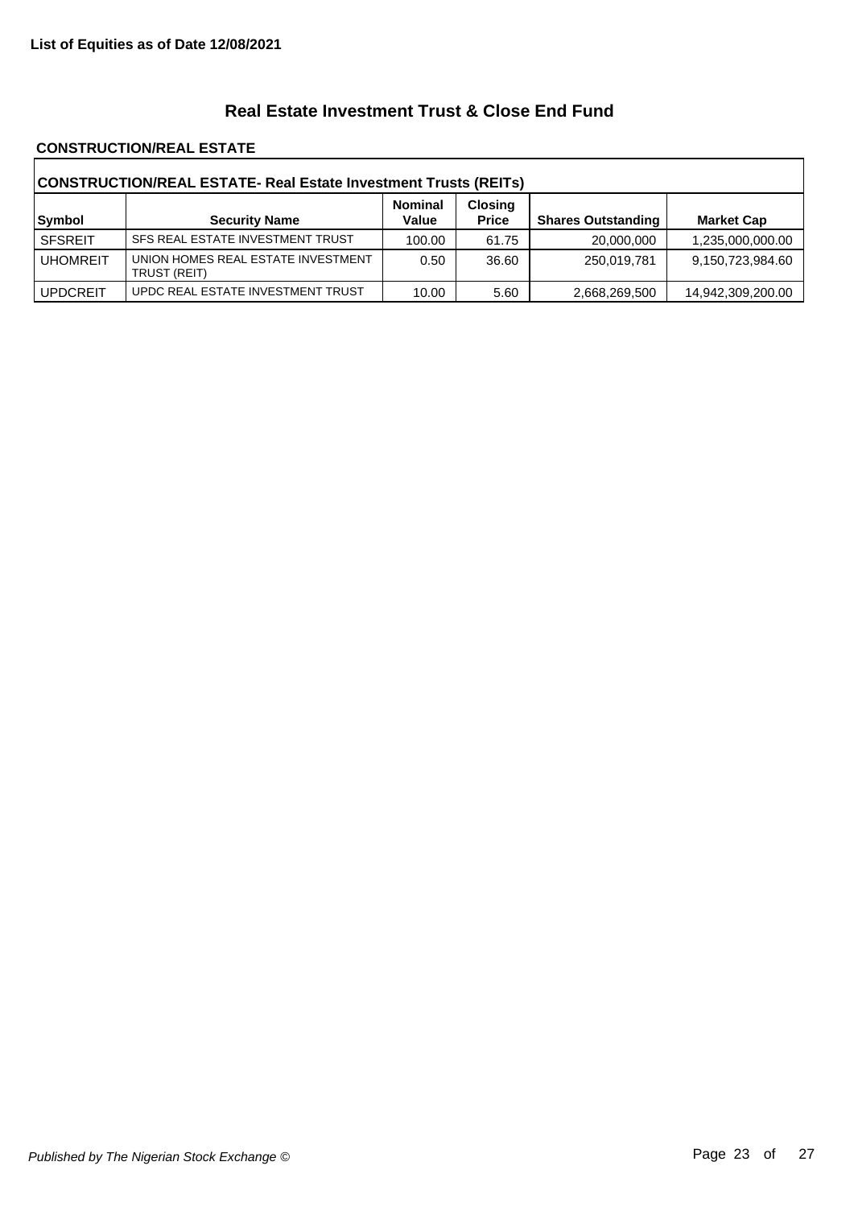**List of Equities as of Date 12/08/2021**

## Real Estate Investment Trust & Close End Fund

### CONSTRUCTION/REAL ESTATE

| CONSTRUCTION/REAL ESTATE- Real Estate Investment Trusts (REITs) | | | | | |
|---|---|---|---|---|---|
| **Symbol** | **Security Name** | **Nominal Value** | **Closing Price** | **Shares Outstanding** | **Market Cap** |
| SFSREIT | SFS REAL ESTATE INVESTMENT TRUST | 100.00 | 61.75 | 20,000,000 | 1,235,000,000.00 |
| UHOMREIT | UNION HOMES REAL ESTATE INVESTMENT TRUST (REIT) | 0.50 | 36.60 | 250,019,781 | 9,150,723,984.60 |
| UPDCREIT | UPDC REAL ESTATE INVESTMENT TRUST | 10.00 | 5.60 | 2,668,269,500 | 14,942,309,200.00 |

*Published by The Nigerian Stock Exchange ©*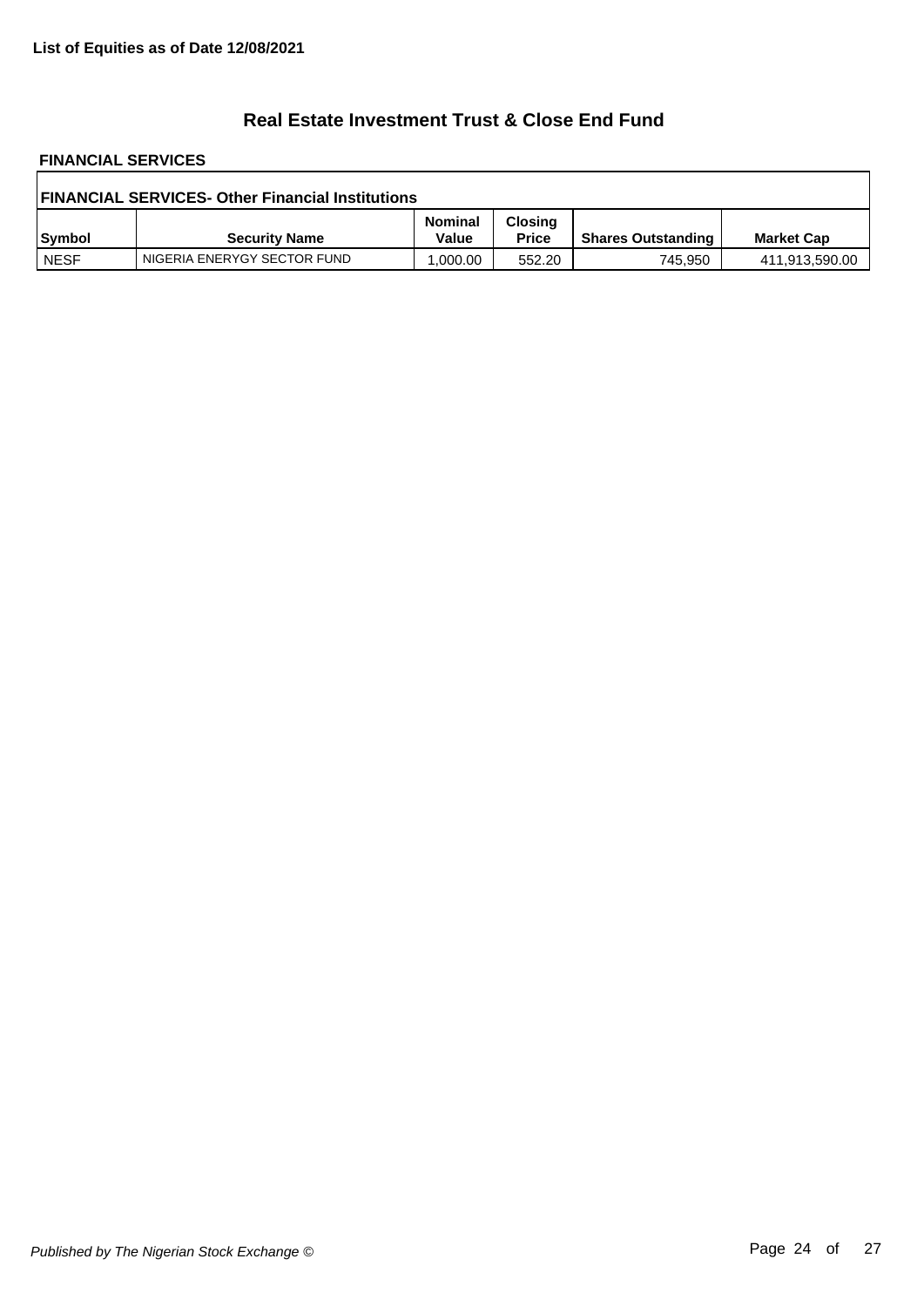**List of Equities as of Date 12/08/2021**

## Real Estate Investment Trust & Close End Fund

### FINANCIAL SERVICES

| FINANCIAL SERVICES- Other Financial Institutions | | | | | |
|---|---|---|---|---|---|
| **Symbol** | **Security Name** | **Nominal Value** | **Closing Price** | **Shares Outstanding** | **Market Cap** |
| NESF | NIGERIA ENERYGY SECTOR FUND | 1,000.00 | 552.20 | 745,950 | 411,913,590.00 |

*Published by The Nigerian Stock Exchange ©*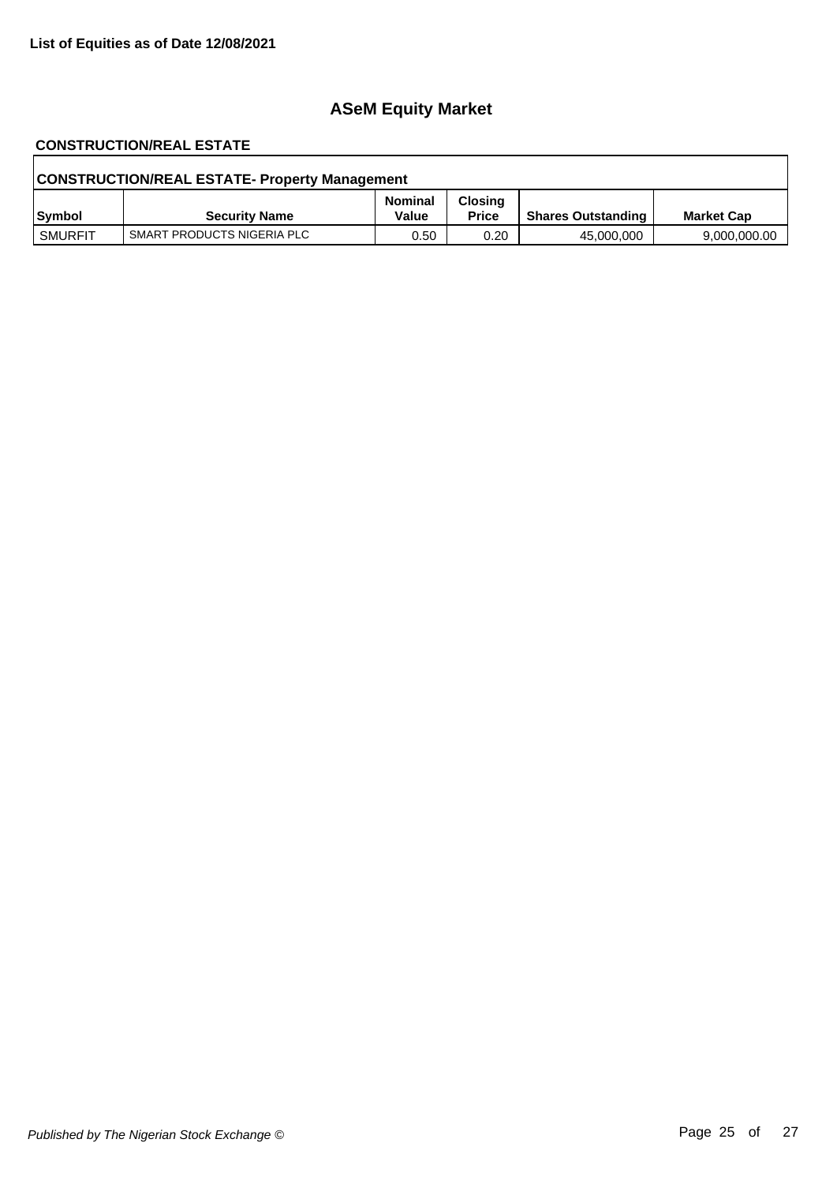**List of Equities as of Date 12/08/2021**

# ASeM Equity Market

## CONSTRUCTION/REAL ESTATE

### CONSTRUCTION/REAL ESTATE- Property Management

| Symbol | Security Name | Nominal Value | Closing Price | Shares Outstanding | Market Cap |
|---|---|---|---|---|---|
| SMURFIT | SMART PRODUCTS NIGERIA PLC | 0.50 | 0.20 | 45,000,000 | 9,000,000.00 |

*Published by The Nigerian Stock Exchange ©*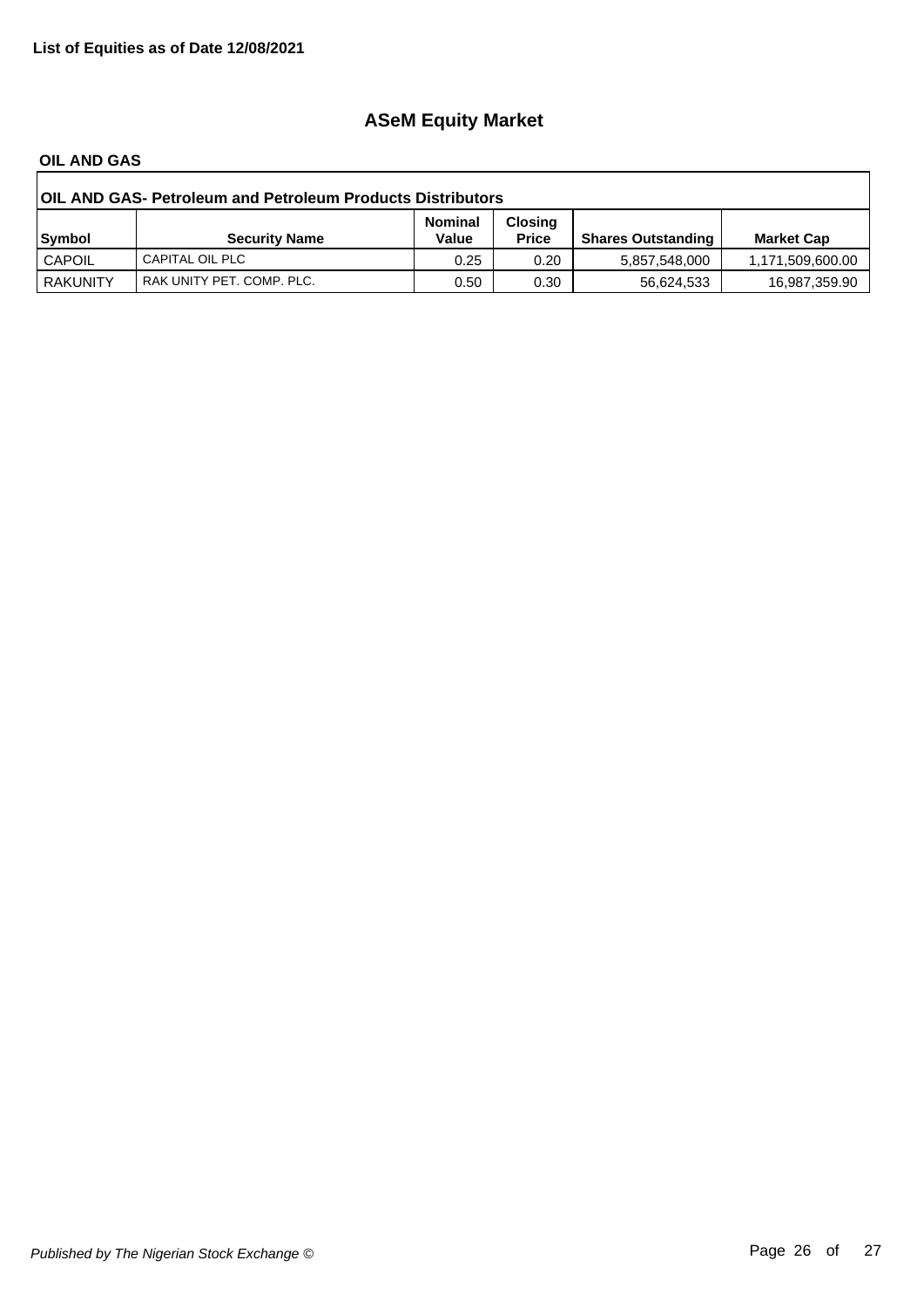**List of Equities as of Date 12/08/2021**

# ASeM Equity Market

## OIL AND GAS

| OIL AND GAS- Petroleum and Petroleum Products Distributors | | | | | |
|---|---|---|---|---|---|
| **Symbol** | **Security Name** | **Nominal Value** | **Closing Price** | **Shares Outstanding** | **Market Cap** |
| CAPOIL | CAPITAL OIL PLC | 0.25 | 0.20 | 5,857,548,000 | 1,171,509,600.00 |
| RAKUNITY | RAK UNITY PET. COMP. PLC. | 0.50 | 0.30 | 56,624,533 | 16,987,359.90 |

*Published by The Nigerian Stock Exchange ©*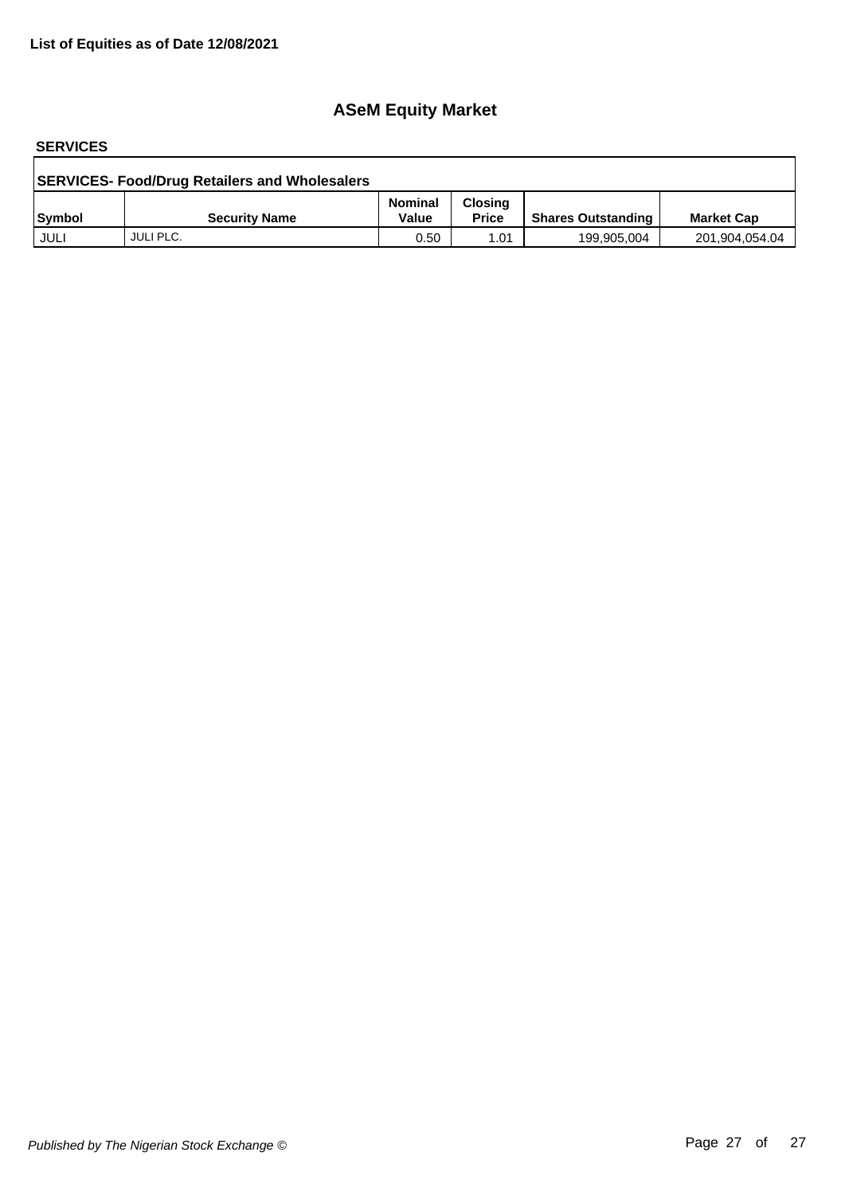**List of Equities as of Date 12/08/2021**

# ASeM Equity Market

## SERVICES

### SERVICES- Food/Drug Retailers and Wholesalers

| Symbol | Security Name | Nominal Value | Closing Price | Shares Outstanding | Market Cap |
|---|---|---|---|---|---|
| JULI | JULI PLC. | 0.50 | 1.01 | 199,905,004 | 201,904,054.04 |

*Published by The Nigerian Stock Exchange ©*